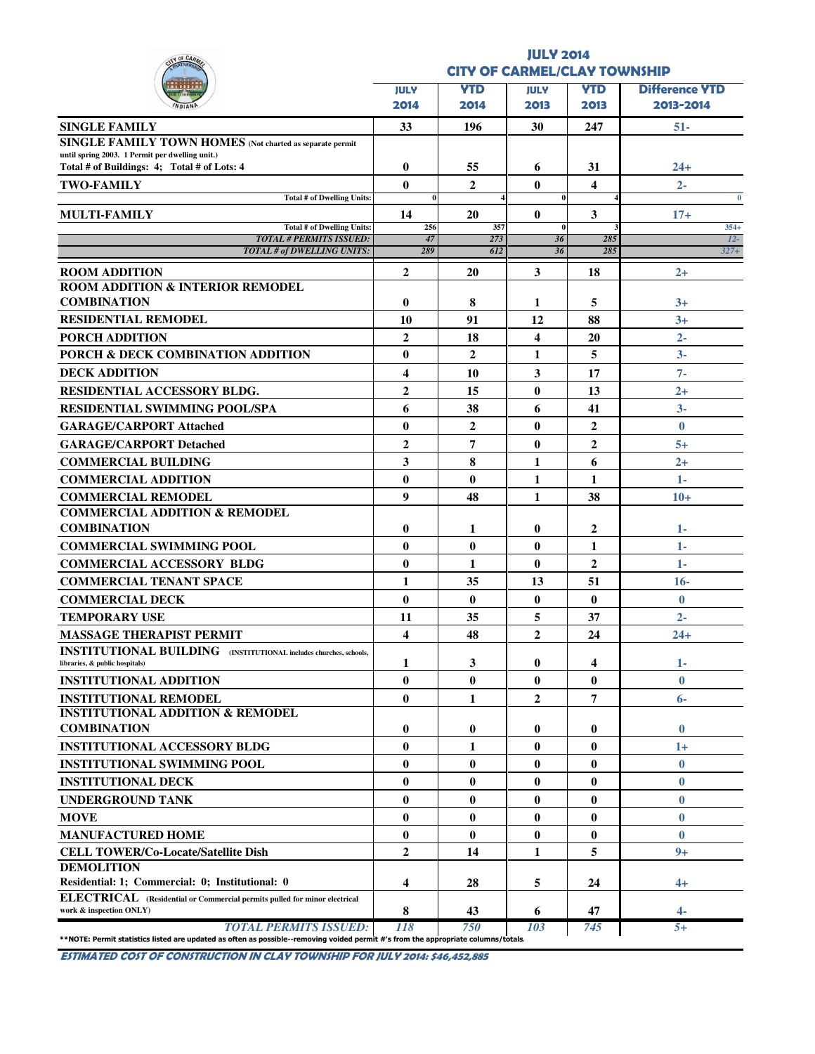# JULY 2014
## CITY OF CARMEL/CLAY TOWNSHIP

| | JULY 2014 | YTD 2014 | JULY 2013 | YTD 2013 | Difference YTD 2013-2014 |
|---|---|---|---|---|---|
| **SINGLE FAMILY** | 33 | 196 | 30 | 247 | 51- |
| **SINGLE FAMILY TOWN HOMES** (Not charted as separate permit until spring 2003. 1 Permit per dwelling unit.) Total # of Buildings: 4; Total # of Lots: 4 | 0 | 55 | 6 | 31 | 24+ |
| **TWO-FAMILY** | 0 | 2 | 0 | 4 | 2- |
| Total # of Dwelling Units: | 0 | 4 | 0 | 4 | 0 |
| **MULTI-FAMILY** | 14 | 20 | 0 | 3 | 17+ |
| Total # of Dwelling Units: | 256 | 357 | 0 | 3 | 354+ |
| *TOTAL # PERMITS ISSUED:* | 47 | 273 | 36 | 285 | 12- |
| *TOTAL # of DWELLING UNITS:* | 289 | 612 | 36 | 285 | 327+ |
| **ROOM ADDITION** | 2 | 20 | 3 | 18 | 2+ |
| **ROOM ADDITION & INTERIOR REMODEL COMBINATION** | 0 | 8 | 1 | 5 | 3+ |
| **RESIDENTIAL REMODEL** | 10 | 91 | 12 | 88 | 3+ |
| **PORCH ADDITION** | 2 | 18 | 4 | 20 | 2- |
| **PORCH & DECK COMBINATION ADDITION** | 0 | 2 | 1 | 5 | 3- |
| **DECK ADDITION** | 4 | 10 | 3 | 17 | 7- |
| **RESIDENTIAL ACCESSORY BLDG.** | 2 | 15 | 0 | 13 | 2+ |
| **RESIDENTIAL SWIMMING POOL/SPA** | 6 | 38 | 6 | 41 | 3- |
| **GARAGE/CARPORT Attached** | 0 | 2 | 0 | 2 | 0 |
| **GARAGE/CARPORT Detached** | 2 | 7 | 0 | 2 | 5+ |
| **COMMERCIAL BUILDING** | 3 | 8 | 1 | 6 | 2+ |
| **COMMERCIAL ADDITION** | 0 | 0 | 1 | 1 | 1- |
| **COMMERCIAL REMODEL** | 9 | 48 | 1 | 38 | 10+ |
| **COMMERCIAL ADDITION & REMODEL COMBINATION** | 0 | 1 | 0 | 2 | 1- |
| **COMMERCIAL SWIMMING POOL** | 0 | 0 | 0 | 1 | 1- |
| **COMMERCIAL ACCESSORY BLDG** | 0 | 1 | 0 | 2 | 1- |
| **COMMERCIAL TENANT SPACE** | 1 | 35 | 13 | 51 | 16- |
| **COMMERCIAL DECK** | 0 | 0 | 0 | 0 | 0 |
| **TEMPORARY USE** | 11 | 35 | 5 | 37 | 2- |
| **MASSAGE THERAPIST PERMIT** | 4 | 48 | 2 | 24 | 24+ |
| **INSTITUTIONAL BUILDING** (INSTITUTIONAL includes churches, schools, libraries, & public hospitals) | 1 | 3 | 0 | 4 | 1- |
| **INSTITUTIONAL ADDITION** | 0 | 0 | 0 | 0 | 0 |
| **INSTITUTIONAL REMODEL** | 0 | 1 | 2 | 7 | 6- |
| **INSTITUTIONAL ADDITION & REMODEL COMBINATION** | 0 | 0 | 0 | 0 | 0 |
| **INSTITUTIONAL ACCESSORY BLDG** | 0 | 1 | 0 | 0 | 1+ |
| **INSTITUTIONAL SWIMMING POOL** | 0 | 0 | 0 | 0 | 0 |
| **INSTITUTIONAL DECK** | 0 | 0 | 0 | 0 | 0 |
| **UNDERGROUND TANK** | 0 | 0 | 0 | 0 | 0 |
| **MOVE** | 0 | 0 | 0 | 0 | 0 |
| **MANUFACTURED HOME** | 0 | 0 | 0 | 0 | 0 |
| **CELL TOWER/Co-Locate/Satellite Dish** | 2 | 14 | 1 | 5 | 9+ |
| **DEMOLITION** Residential: 1; Commercial: 0; Institutional: 0 | 4 | 28 | 5 | 24 | 4+ |
| **ELECTRICAL** (Residential or Commercial permits pulled for minor electrical work & inspection ONLY) | 8 | 43 | 6 | 47 | 4- |
| *TOTAL PERMITS ISSUED:* | 118 | 750 | 103 | 745 | 5+ |

**NOTE: Permit statistics listed are updated as often as possible--removing voided permit #'s from the appropriate columns/totals.

***ESTIMATED COST OF CONSTRUCTION IN CLAY TOWNSHIP FOR JULY 2014: $46,452,885***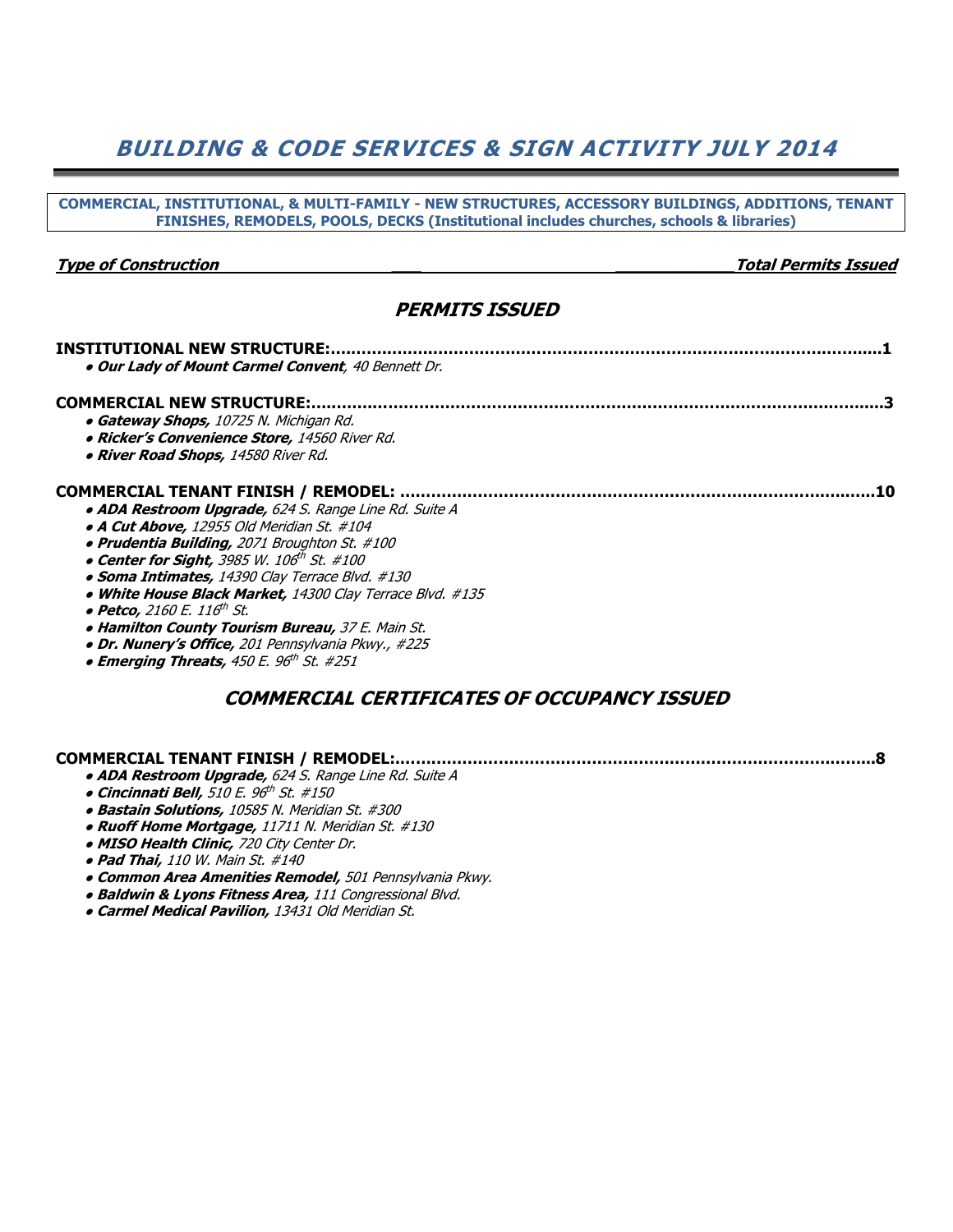# *BUILDING & CODE SERVICES & SIGN ACTIVITY JULY 2014*

**COMMERCIAL, INSTITUTIONAL, & MULTI-FAMILY - NEW STRUCTURES, ACCESSORY BUILDINGS, ADDITIONS, TENANT FINISHES, REMODELS, POOLS, DECKS (Institutional includes churches, schools & libraries)**

***Type of Construction*** — ***Total Permits Issued***

## *PERMITS ISSUED*

**INSTITUTIONAL NEW STRUCTURE:...........................................................................................................1**

- ***Our Lady of Mount Carmel Convent****, 40 Bennett Dr.*

**COMMERCIAL NEW STRUCTURE:..............................................................................................................3**

- ***Gateway Shops,*** *10725 N. Michigan Rd.*
- ***Ricker's Convenience Store,*** *14560 River Rd.*
- ***River Road Shops,*** *14580 River Rd.*

**COMMERCIAL TENANT FINISH / REMODEL: ..........................................................................................10**

- ***ADA Restroom Upgrade,*** *624 S. Range Line Rd. Suite A*
- ***A Cut Above,*** *12955 Old Meridian St. #104*
- ***Prudentia Building,*** *2071 Broughton St. #100*
- ***Center for Sight,*** *3985 W. 106th St. #100*
- ***Soma Intimates,*** *14390 Clay Terrace Blvd. #130*
- ***White House Black Market,*** *14300 Clay Terrace Blvd. #135*
- ***Petco,*** *2160 E. 116th St.*
- ***Hamilton County Tourism Bureau,*** *37 E. Main St.*
- ***Dr. Nunery's Office,*** *201 Pennsylvania Pkwy., #225*
- ***Emerging Threats,*** *450 E. 96th St. #251*

## *COMMERCIAL CERTIFICATES OF OCCUPANCY ISSUED*

**COMMERCIAL TENANT FINISH / REMODEL:..........................................................................................8**

- ***ADA Restroom Upgrade,*** *624 S. Range Line Rd. Suite A*
- ***Cincinnati Bell,*** *510 E. 96th St. #150*
- ***Bastain Solutions,*** *10585 N. Meridian St. #300*
- ***Ruoff Home Mortgage,*** *11711 N. Meridian St. #130*
- ***MISO Health Clinic,*** *720 City Center Dr.*
- ***Pad Thai,*** *110 W. Main St. #140*
- ***Common Area Amenities Remodel,*** *501 Pennsylvania Pkwy.*
- ***Baldwin & Lyons Fitness Area,*** *111 Congressional Blvd.*
- ***Carmel Medical Pavilion,*** *13431 Old Meridian St.*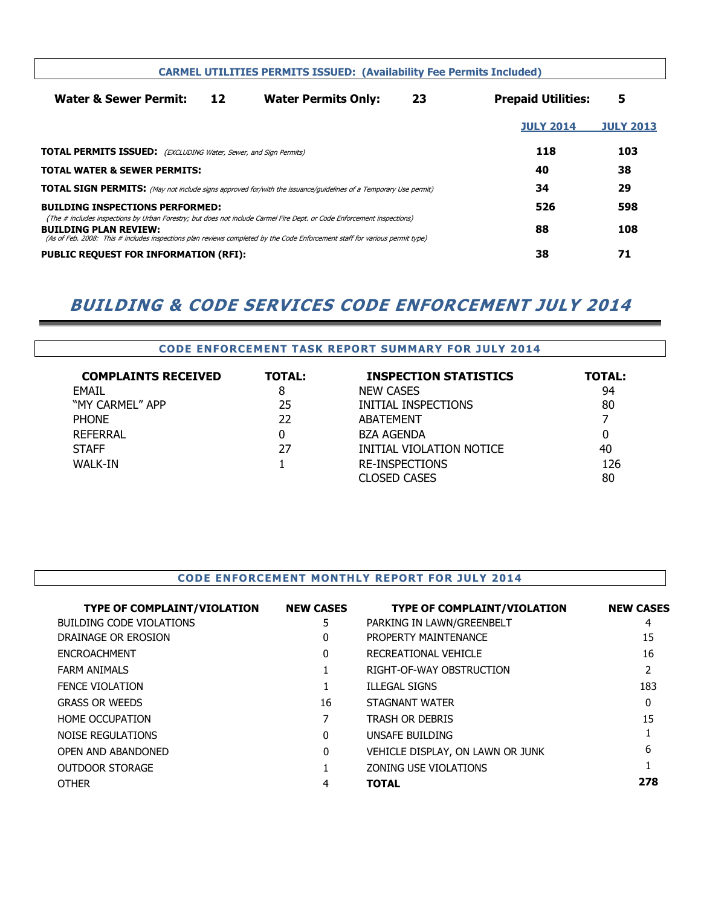**CARMEL UTILITIES PERMITS ISSUED: (Availability Fee Permits Included)**

**Water & Sewer Permit:** 12 **Water Permits Only:** 23 **Prepaid Utilities:** 5

| | JULY 2014 | JULY 2013 |
|---|---|---|
| **TOTAL PERMITS ISSUED:** *(EXCLUDING Water, Sewer, and Sign Permits)* | 118 | 103 |
| **TOTAL WATER & SEWER PERMITS:** | 40 | 38 |
| **TOTAL SIGN PERMITS:** *(May not include signs approved for/with the issuance/guidelines of a Temporary Use permit)* | 34 | 29 |
| **BUILDING INSPECTIONS PERFORMED:** *(The # includes inspections by Urban Forestry; but does not include Carmel Fire Dept. or Code Enforcement inspections)* | 526 | 598 |
| **BUILDING PLAN REVIEW:** *(As of Feb. 2008: This # includes inspections plan reviews completed by the Code Enforcement staff for various permit type)* | 88 | 108 |
| **PUBLIC REQUEST FOR INFORMATION (RFI):** | 38 | 71 |

# *BUILDING & CODE SERVICES CODE ENFORCEMENT JULY 2014*

## CODE ENFORCEMENT TASK REPORT SUMMARY FOR JULY 2014

| COMPLAINTS RECEIVED | TOTAL: | INSPECTION STATISTICS | TOTAL: |
|---|---|---|---|
| EMAIL | 8 | NEW CASES | 94 |
| "MY CARMEL" APP | 25 | INITIAL INSPECTIONS | 80 |
| PHONE | 22 | ABATEMENT | 7 |
| REFERRAL | 0 | BZA AGENDA | 0 |
| STAFF | 27 | INITIAL VIOLATION NOTICE | 40 |
| WALK-IN | 1 | RE-INSPECTIONS | 126 |
| | | CLOSED CASES | 80 |

## CODE ENFORCEMENT MONTHLY REPORT FOR JULY 2014

| TYPE OF COMPLAINT/VIOLATION | NEW CASES | TYPE OF COMPLAINT/VIOLATION | NEW CASES |
|---|---|---|---|
| BUILDING CODE VIOLATIONS | 5 | PARKING IN LAWN/GREENBELT | 4 |
| DRAINAGE OR EROSION | 0 | PROPERTY MAINTENANCE | 15 |
| ENCROACHMENT | 0 | RECREATIONAL VEHICLE | 16 |
| FARM ANIMALS | 1 | RIGHT-OF-WAY OBSTRUCTION | 2 |
| FENCE VIOLATION | 1 | ILLEGAL SIGNS | 183 |
| GRASS OR WEEDS | 16 | STAGNANT WATER | 0 |
| HOME OCCUPATION | 7 | TRASH OR DEBRIS | 15 |
| NOISE REGULATIONS | 0 | UNSAFE BUILDING | 1 |
| OPEN AND ABANDONED | 0 | VEHICLE DISPLAY, ON LAWN OR JUNK | 6 |
| OUTDOOR STORAGE | 1 | ZONING USE VIOLATIONS | 1 |
| OTHER | 4 | **TOTAL** | **278** |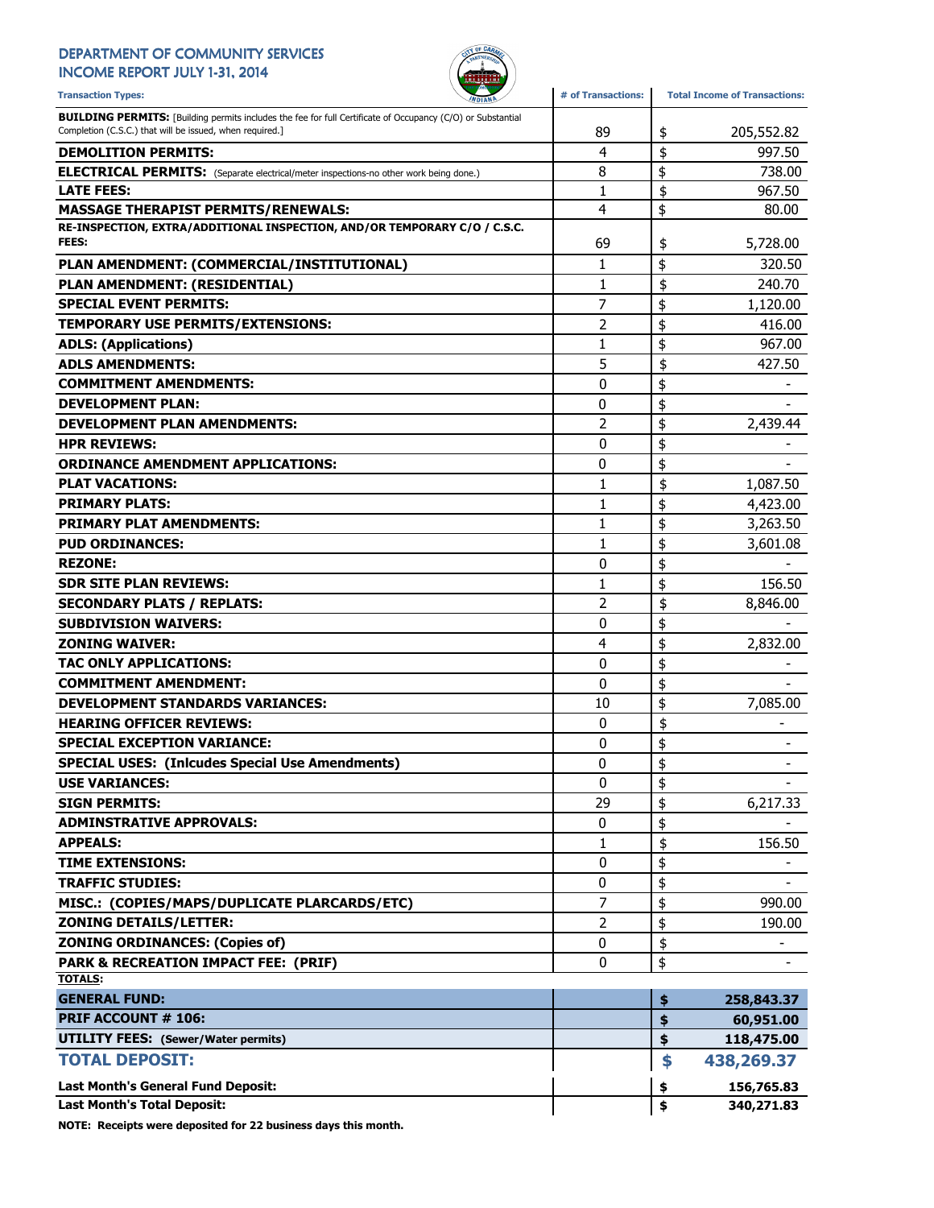# DEPARTMENT OF COMMUNITY SERVICES
## INCOME REPORT JULY 1-31, 2014

| Transaction Types: | # of Transactions: | Total Income of Transactions: |
|---|---|---|
| **BUILDING PERMITS:** [Building permits includes the fee for full Certificate of Occupancy (C/O) or Substantial Completion (C.S.C.) that will be issued, when required.] | 89 | $ 205,552.82 |
| **DEMOLITION PERMITS:** | 4 | $ 997.50 |
| **ELECTRICAL PERMITS:** (Separate electrical/meter inspections-no other work being done.) | 8 | $ 738.00 |
| **LATE FEES:** | 1 | $ 967.50 |
| **MASSAGE THERAPIST PERMITS/RENEWALS:** | 4 | $ 80.00 |
| **RE-INSPECTION, EXTRA/ADDITIONAL INSPECTION, AND/OR TEMPORARY C/O / C.S.C. FEES:** | 69 | $ 5,728.00 |
| **PLAN AMENDMENT: (COMMERCIAL/INSTITUTIONAL)** | 1 | $ 320.50 |
| **PLAN AMENDMENT: (RESIDENTIAL)** | 1 | $ 240.70 |
| **SPECIAL EVENT PERMITS:** | 7 | $ 1,120.00 |
| **TEMPORARY USE PERMITS/EXTENSIONS:** | 2 | $ 416.00 |
| **ADLS: (Applications)** | 1 | $ 967.00 |
| **ADLS AMENDMENTS:** | 5 | $ 427.50 |
| **COMMITMENT AMENDMENTS:** | 0 | $ - |
| **DEVELOPMENT PLAN:** | 0 | $ - |
| **DEVELOPMENT PLAN AMENDMENTS:** | 2 | $ 2,439.44 |
| **HPR REVIEWS:** | 0 | $ - |
| **ORDINANCE AMENDMENT APPLICATIONS:** | 0 | $ - |
| **PLAT VACATIONS:** | 1 | $ 1,087.50 |
| **PRIMARY PLATS:** | 1 | $ 4,423.00 |
| **PRIMARY PLAT AMENDMENTS:** | 1 | $ 3,263.50 |
| **PUD ORDINANCES:** | 1 | $ 3,601.08 |
| **REZONE:** | 0 | $ - |
| **SDR SITE PLAN REVIEWS:** | 1 | $ 156.50 |
| **SECONDARY PLATS / REPLATS:** | 2 | $ 8,846.00 |
| **SUBDIVISION WAIVERS:** | 0 | $ - |
| **ZONING WAIVER:** | 4 | $ 2,832.00 |
| **TAC ONLY APPLICATIONS:** | 0 | $ - |
| **COMMITMENT AMENDMENT:** | 0 | $ - |
| **DEVELOPMENT STANDARDS VARIANCES:** | 10 | $ 7,085.00 |
| **HEARING OFFICER REVIEWS:** | 0 | $ - |
| **SPECIAL EXCEPTION VARIANCE:** | 0 | $ - |
| **SPECIAL USES: (Inlcudes Special Use Amendments)** | 0 | $ - |
| **USE VARIANCES:** | 0 | $ - |
| **SIGN PERMITS:** | 29 | $ 6,217.33 |
| **ADMINSTRATIVE APPROVALS:** | 0 | $ - |
| **APPEALS:** | 1 | $ 156.50 |
| **TIME EXTENSIONS:** | 0 | $ - |
| **TRAFFIC STUDIES:** | 0 | $ - |
| **MISC.: (COPIES/MAPS/DUPLICATE PLARCARDS/ETC)** | 7 | $ 990.00 |
| **ZONING DETAILS/LETTER:** | 2 | $ 190.00 |
| **ZONING ORDINANCES: (Copies of)** | 0 | $ - |
| **PARK & RECREATION IMPACT FEE: (PRIF)** | 0 | $ - |
| **TOTALS:** | | |
| **GENERAL FUND:** | | **$ 258,843.37** |
| **PRIF ACCOUNT # 106:** | | **$ 60,951.00** |
| **UTILITY FEES: (Sewer/Water permits)** | | **$ 118,475.00** |
| **TOTAL DEPOSIT:** | | **$ 438,269.37** |
| **Last Month's General Fund Deposit:** | | **$ 156,765.83** |
| **Last Month's Total Deposit:** | | **$ 340,271.83** |

**NOTE: Receipts were deposited for 22 business days this month.**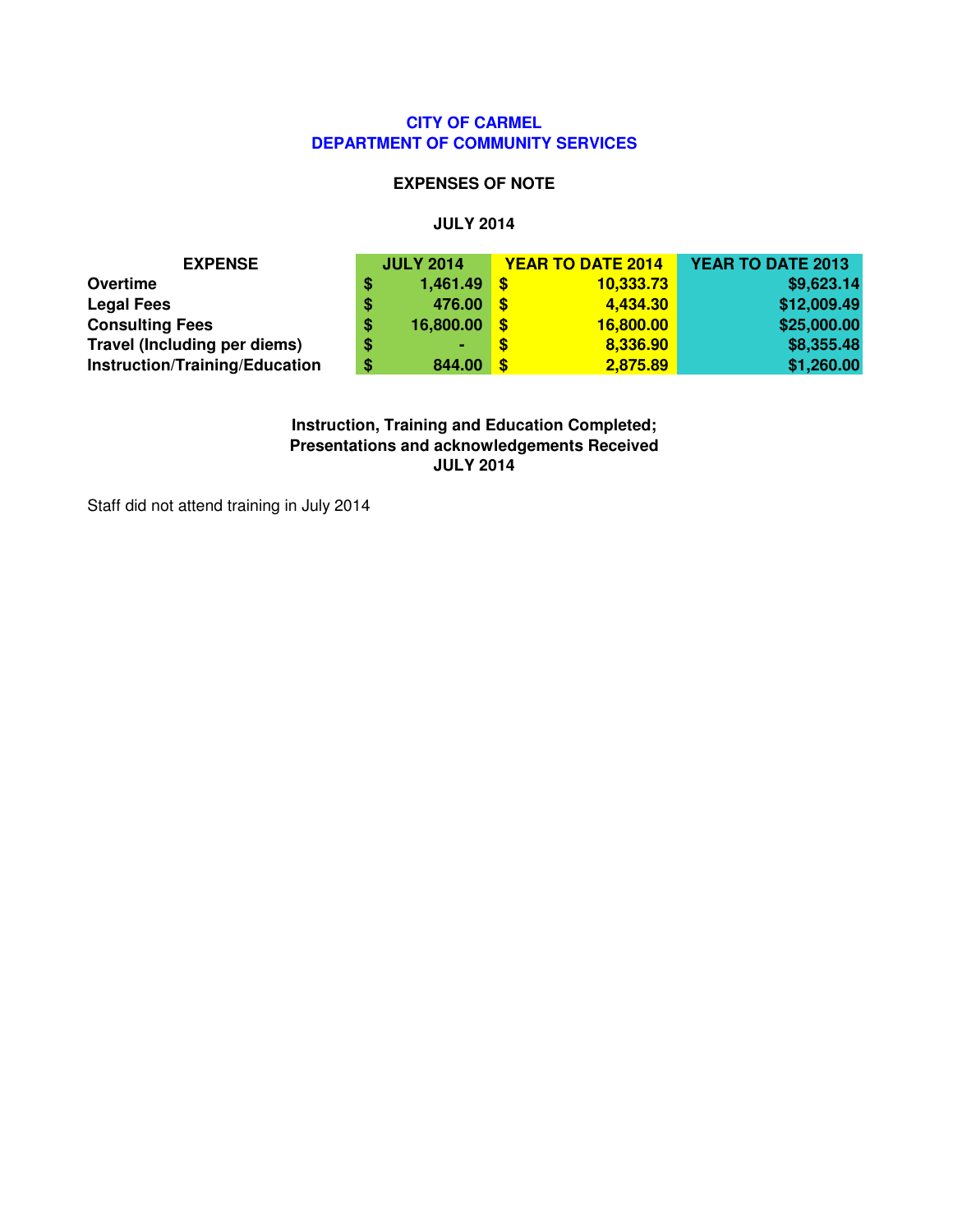# CITY OF CARMEL
## DEPARTMENT OF COMMUNITY SERVICES

### EXPENSES OF NOTE

### JULY 2014

| EXPENSE | JULY 2014 | YEAR TO DATE 2014 | YEAR TO DATE 2013 |
|---|---|---|---|
| **Overtime** | $ 1,461.49 | $ 10,333.73 | $9,623.14 |
| **Legal Fees** | $ 476.00 | $ 4,434.30 | $12,009.49 |
| **Consulting Fees** | $ 16,800.00 | $ 16,800.00 | $25,000.00 |
| **Travel (Including per diems)** | $ - | $ 8,336.90 | $8,355.48 |
| **Instruction/Training/Education** | $ 844.00 | $ 2,875.89 | $1,260.00 |

**Instruction, Training and Education Completed;**
**Presentations and acknowledgements Received**
**JULY 2014**

Staff did not attend training in July 2014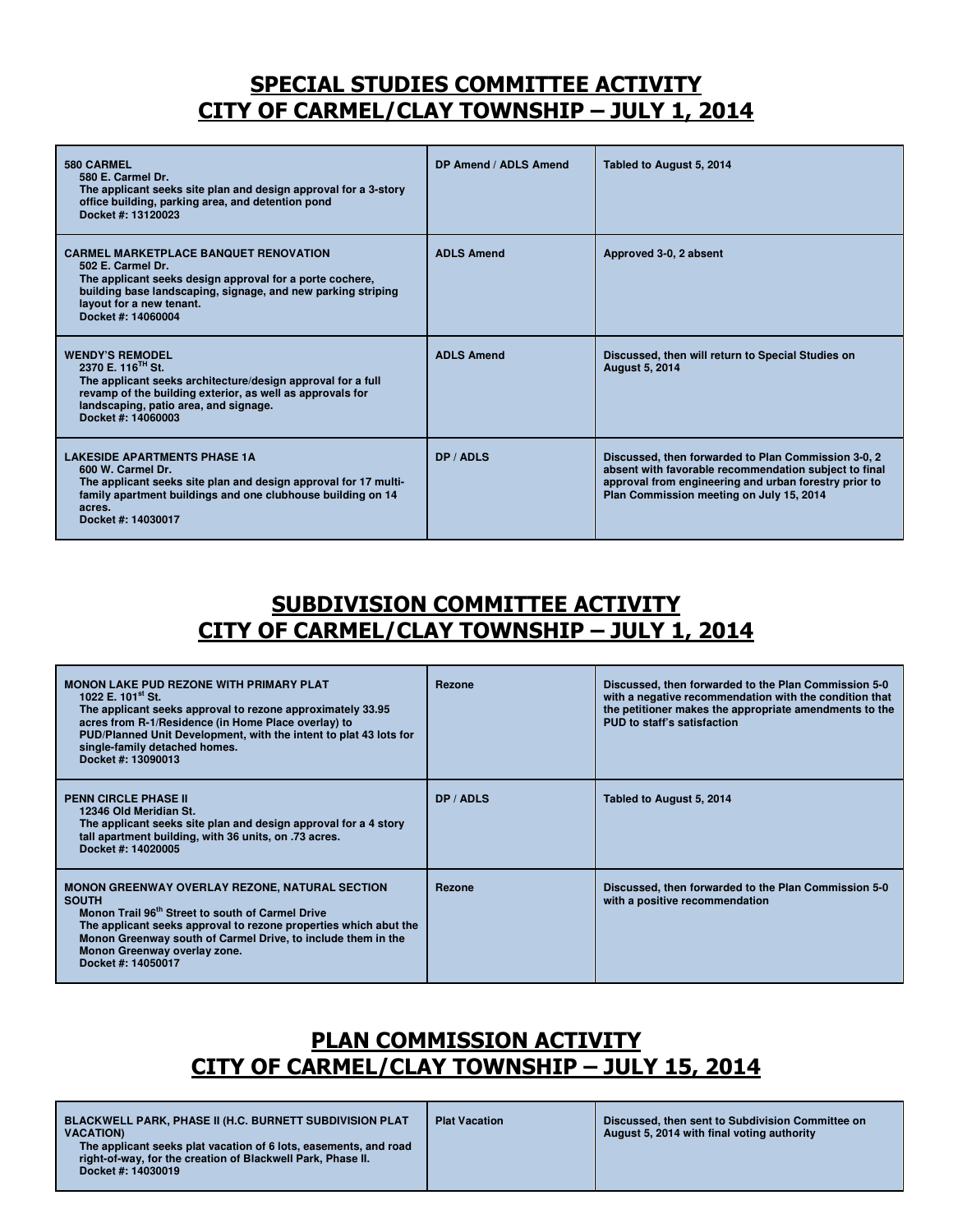## SPECIAL STUDIES COMMITTEE ACTIVITY
## CITY OF CARMEL/CLAY TOWNSHIP – JULY 1, 2014

| | | |
|---|---|---|
| **580 CARMEL**<br>**580 E. Carmel Dr.**<br>**The applicant seeks site plan and design approval for a 3-story office building, parking area, and detention pond**<br>**Docket #: 13120023** | **DP Amend / ADLS Amend** | **Tabled to August 5, 2014** |
| **CARMEL MARKETPLACE BANQUET RENOVATION**<br>**502 E. Carmel Dr.**<br>**The applicant seeks design approval for a porte cochere, building base landscaping, signage, and new parking striping layout for a new tenant.**<br>**Docket #: 14060004** | **ADLS Amend** | **Approved 3-0, 2 absent** |
| **WENDY'S REMODEL**<br>**2370 E. 116th St.**<br>**The applicant seeks architecture/design approval for a full revamp of the building exterior, as well as approvals for landscaping, patio area, and signage.**<br>**Docket #: 14060003** | **ADLS Amend** | **Discussed, then will return to Special Studies on August 5, 2014** |
| **LAKESIDE APARTMENTS PHASE 1A**<br>**600 W. Carmel Dr.**<br>**The applicant seeks site plan and design approval for 17 multi-family apartment buildings and one clubhouse building on 14 acres.**<br>**Docket #: 14030017** | **DP / ADLS** | **Discussed, then forwarded to Plan Commission 3-0, 2 absent with favorable recommendation subject to final approval from engineering and urban forestry prior to Plan Commission meeting on July 15, 2014** |

## SUBDIVISION COMMITTEE ACTIVITY
## CITY OF CARMEL/CLAY TOWNSHIP – JULY 1, 2014

| | | |
|---|---|---|
| **MONON LAKE PUD REZONE WITH PRIMARY PLAT**<br>**1022 E. 101st St.**<br>**The applicant seeks approval to rezone approximately 33.95 acres from R-1/Residence (in Home Place overlay) to PUD/Planned Unit Development, with the intent to plat 43 lots for single-family detached homes.**<br>**Docket #: 13090013** | **Rezone** | **Discussed, then forwarded to the Plan Commission 5-0 with a negative recommendation with the condition that the petitioner makes the appropriate amendments to the PUD to staff's satisfaction** |
| **PENN CIRCLE PHASE II**<br>**12346 Old Meridian St.**<br>**The applicant seeks site plan and design approval for a 4 story tall apartment building, with 36 units, on .73 acres.**<br>**Docket #: 14020005** | **DP / ADLS** | **Tabled to August 5, 2014** |
| **MONON GREENWAY OVERLAY REZONE, NATURAL SECTION SOUTH**<br>**Monon Trail 96th Street to south of Carmel Drive**<br>**The applicant seeks approval to rezone properties which abut the Monon Greenway south of Carmel Drive, to include them in the Monon Greenway overlay zone.**<br>**Docket #: 14050017** | **Rezone** | **Discussed, then forwarded to the Plan Commission 5-0 with a positive recommendation** |

## PLAN COMMISSION ACTIVITY
## CITY OF CARMEL/CLAY TOWNSHIP – JULY 15, 2014

| | | |
|---|---|---|
| **BLACKWELL PARK, PHASE II (H.C. BURNETT SUBDIVISION PLAT VACATION)**<br>**The applicant seeks plat vacation of 6 lots, easements, and road right-of-way, for the creation of Blackwell Park, Phase II.**<br>**Docket #: 14030019** | **Plat Vacation** | **Discussed, then sent to Subdivision Committee on August 5, 2014 with final voting authority** |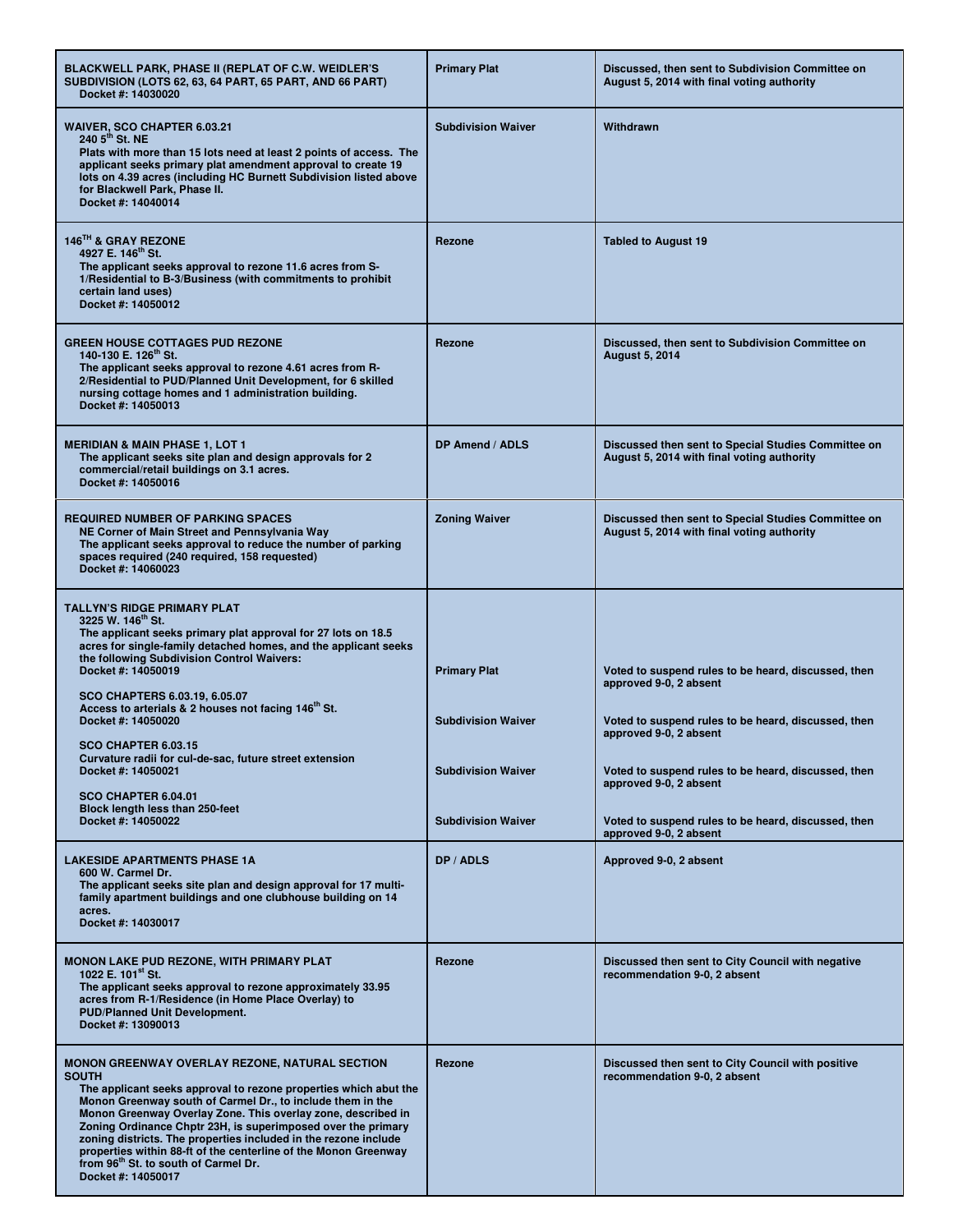| | | |
|---|---|---|
| **BLACKWELL PARK, PHASE II (REPLAT OF C.W. WEIDLER'S SUBDIVISION (LOTS 62, 63, 64 PART, 65 PART, AND 66 PART)**<br>**Docket #: 14030020** | **Primary Plat** | **Discussed, then sent to Subdivision Committee on August 5, 2014 with final voting authority** |
| **WAIVER, SCO CHAPTER 6.03.21**<br>**240 5th St. NE**<br>**Plats with more than 15 lots need at least 2 points of access. The applicant seeks primary plat amendment approval to create 19 lots on 4.39 acres (including HC Burnett Subdivision listed above for Blackwell Park, Phase II.**<br>**Docket #: 14040014** | **Subdivision Waiver** | **Withdrawn** |
| **146TH & GRAY REZONE**<br>**4927 E. 146th St.**<br>**The applicant seeks approval to rezone 11.6 acres from S-1/Residential to B-3/Business (with commitments to prohibit certain land uses)**<br>**Docket #: 14050012** | **Rezone** | **Tabled to August 19** |
| **GREEN HOUSE COTTAGES PUD REZONE**<br>**140-130 E. 126th St.**<br>**The applicant seeks approval to rezone 4.61 acres from R-2/Residential to PUD/Planned Unit Development, for 6 skilled nursing cottage homes and 1 administration building.**<br>**Docket #: 14050013** | **Rezone** | **Discussed, then sent to Subdivision Committee on August 5, 2014** |
| **MERIDIAN & MAIN PHASE 1, LOT 1**<br>**The applicant seeks site plan and design approvals for 2 commercial/retail buildings on 3.1 acres.**<br>**Docket #: 14050016** | **DP Amend / ADLS** | **Discussed then sent to Special Studies Committee on August 5, 2014 with final voting authority** |
| **REQUIRED NUMBER OF PARKING SPACES**<br>**NE Corner of Main Street and Pennsylvania Way**<br>**The applicant seeks approval to reduce the number of parking spaces required (240 required, 158 requested)**<br>**Docket #: 14060023** | **Zoning Waiver** | **Discussed then sent to Special Studies Committee on August 5, 2014 with final voting authority** |
| **TALLYN'S RIDGE PRIMARY PLAT**<br>**3225 W. 146th St.**<br>**The applicant seeks primary plat approval for 27 lots on 18.5 acres for single-family detached homes, and the applicant seeks the following Subdivision Control Waivers:**<br>**Docket #: 14050019** | **Primary Plat** | **Voted to suspend rules to be heard, discussed, then approved 9-0, 2 absent** |
| **SCO CHAPTERS 6.03.19, 6.05.07**<br>**Access to arterials & 2 houses not facing 146th St.**<br>**Docket #: 14050020** | **Subdivision Waiver** | **Voted to suspend rules to be heard, discussed, then approved 9-0, 2 absent** |
| **SCO CHAPTER 6.03.15**<br>**Curvature radii for cul-de-sac, future street extension**<br>**Docket #: 14050021** | **Subdivision Waiver** | **Voted to suspend rules to be heard, discussed, then approved 9-0, 2 absent** |
| **SCO CHAPTER 6.04.01**<br>**Block length less than 250-feet**<br>**Docket #: 14050022** | **Subdivision Waiver** | **Voted to suspend rules to be heard, discussed, then approved 9-0, 2 absent** |
| **LAKESIDE APARTMENTS PHASE 1A**<br>**600 W. Carmel Dr.**<br>**The applicant seeks site plan and design approval for 17 multi-family apartment buildings and one clubhouse building on 14 acres.**<br>**Docket #: 14030017** | **DP / ADLS** | **Approved 9-0, 2 absent** |
| **MONON LAKE PUD REZONE, WITH PRIMARY PLAT**<br>**1022 E. 101st St.**<br>**The applicant seeks approval to rezone approximately 33.95 acres from R-1/Residence (in Home Place Overlay) to PUD/Planned Unit Development.**<br>**Docket #: 13090013** | **Rezone** | **Discussed then sent to City Council with negative recommendation 9-0, 2 absent** |
| **MONON GREENWAY OVERLAY REZONE, NATURAL SECTION SOUTH**<br>**The applicant seeks approval to rezone properties which abut the Monon Greenway south of Carmel Dr., to include them in the Monon Greenway Overlay Zone. This overlay zone, described in Zoning Ordinance Chptr 23H, is superimposed over the primary zoning districts. The properties included in the rezone include properties within 88-ft of the centerline of the Monon Greenway from 96th St. to south of Carmel Dr.**<br>**Docket #: 14050017** | **Rezone** | **Discussed then sent to City Council with positive recommendation 9-0, 2 absent** |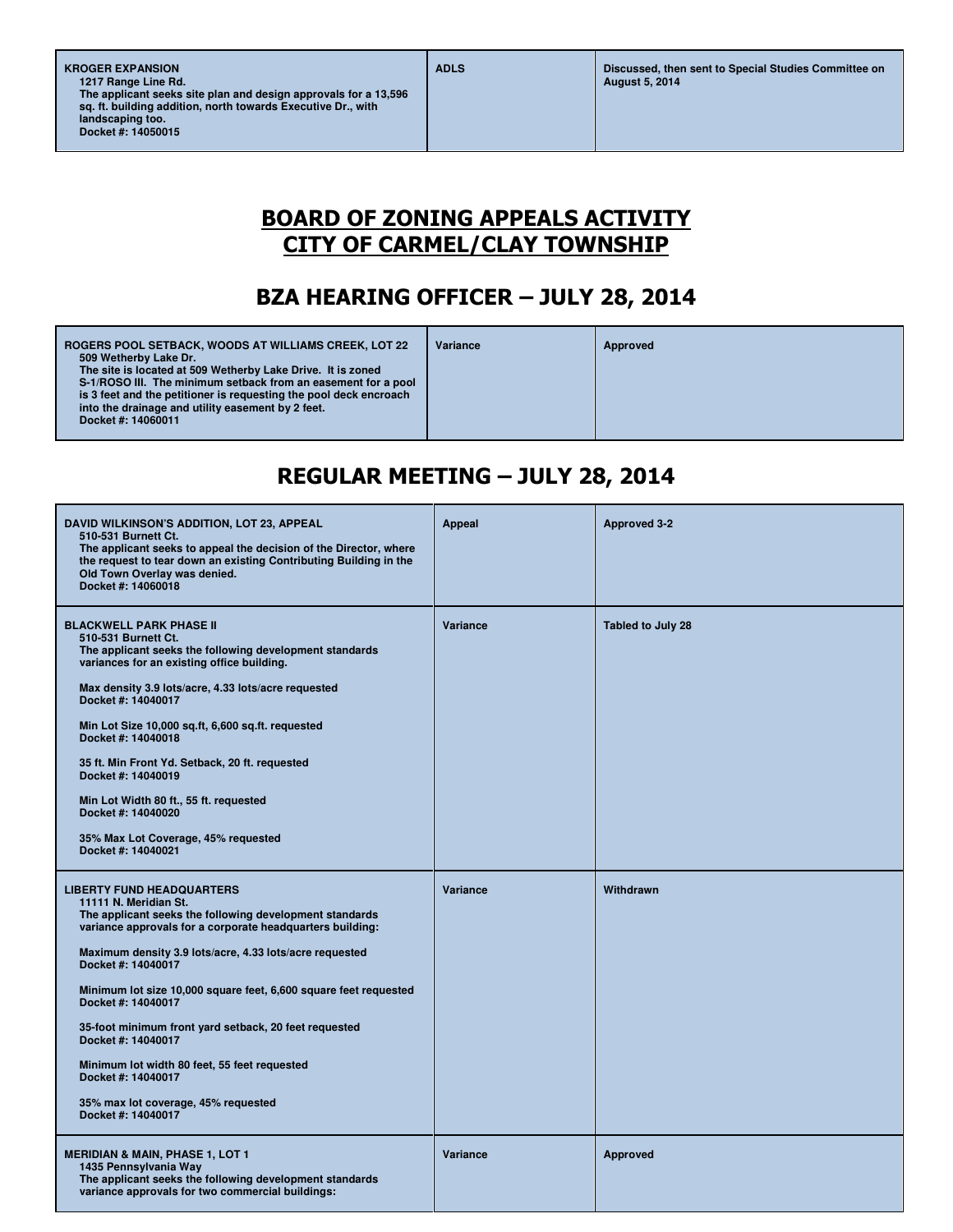| | | |
|---|---|---|
| **KROGER EXPANSION**<br>**1217 Range Line Rd.**<br>**The applicant seeks site plan and design approvals for a 13,596 sq. ft. building addition, north towards Executive Dr., with landscaping too.**<br>**Docket #: 14050015** | **ADLS** | **Discussed, then sent to Special Studies Committee on August 5, 2014** |

# BOARD OF ZONING APPEALS ACTIVITY
# CITY OF CARMEL/CLAY TOWNSHIP

## BZA HEARING OFFICER – JULY 28, 2014

| | | |
|---|---|---|
| **ROGERS POOL SETBACK, WOODS AT WILLIAMS CREEK, LOT 22**<br>**509 Wetherby Lake Dr.**<br>**The site is located at 509 Wetherby Lake Drive. It is zoned S-1/ROSO III. The minimum setback from an easement for a pool is 3 feet and the petitioner is requesting the pool deck encroach into the drainage and utility easement by 2 feet.**<br>**Docket #: 14060011** | **Variance** | **Approved** |

## REGULAR MEETING – JULY 28, 2014

| | | |
|---|---|---|
| **DAVID WILKINSON'S ADDITION, LOT 23, APPEAL**<br>**510-531 Burnett Ct.**<br>**The applicant seeks to appeal the decision of the Director, where the request to tear down an existing Contributing Building in the Old Town Overlay was denied.**<br>**Docket #: 14060018** | **Appeal** | **Approved 3-2** |
| **BLACKWELL PARK PHASE II**<br>**510-531 Burnett Ct.**<br>**The applicant seeks the following development standards variances for an existing office building.**<br><br>**Max density 3.9 lots/acre, 4.33 lots/acre requested**<br>**Docket #: 14040017**<br><br>**Min Lot Size 10,000 sq.ft, 6,600 sq.ft. requested**<br>**Docket #: 14040018**<br><br>**35 ft. Min Front Yd. Setback, 20 ft. requested**<br>**Docket #: 14040019**<br><br>**Min Lot Width 80 ft., 55 ft. requested**<br>**Docket #: 14040020**<br><br>**35% Max Lot Coverage, 45% requested**<br>**Docket #: 14040021** | **Variance** | **Tabled to July 28** |
| **LIBERTY FUND HEADQUARTERS**<br>**11111 N. Meridian St.**<br>**The applicant seeks the following development standards variance approvals for a corporate headquarters building:**<br><br>**Maximum density 3.9 lots/acre, 4.33 lots/acre requested**<br>**Docket #: 14040017**<br><br>**Minimum lot size 10,000 square feet, 6,600 square feet requested**<br>**Docket #: 14040017**<br><br>**35-foot minimum front yard setback, 20 feet requested**<br>**Docket #: 14040017**<br><br>**Minimum lot width 80 feet, 55 feet requested**<br>**Docket #: 14040017**<br><br>**35% max lot coverage, 45% requested**<br>**Docket #: 14040017** | **Variance** | **Withdrawn** |
| **MERIDIAN & MAIN, PHASE 1, LOT 1**<br>**1435 Pennsylvania Way**<br>**The applicant seeks the following development standards variance approvals for two commercial buildings:** | **Variance** | **Approved** |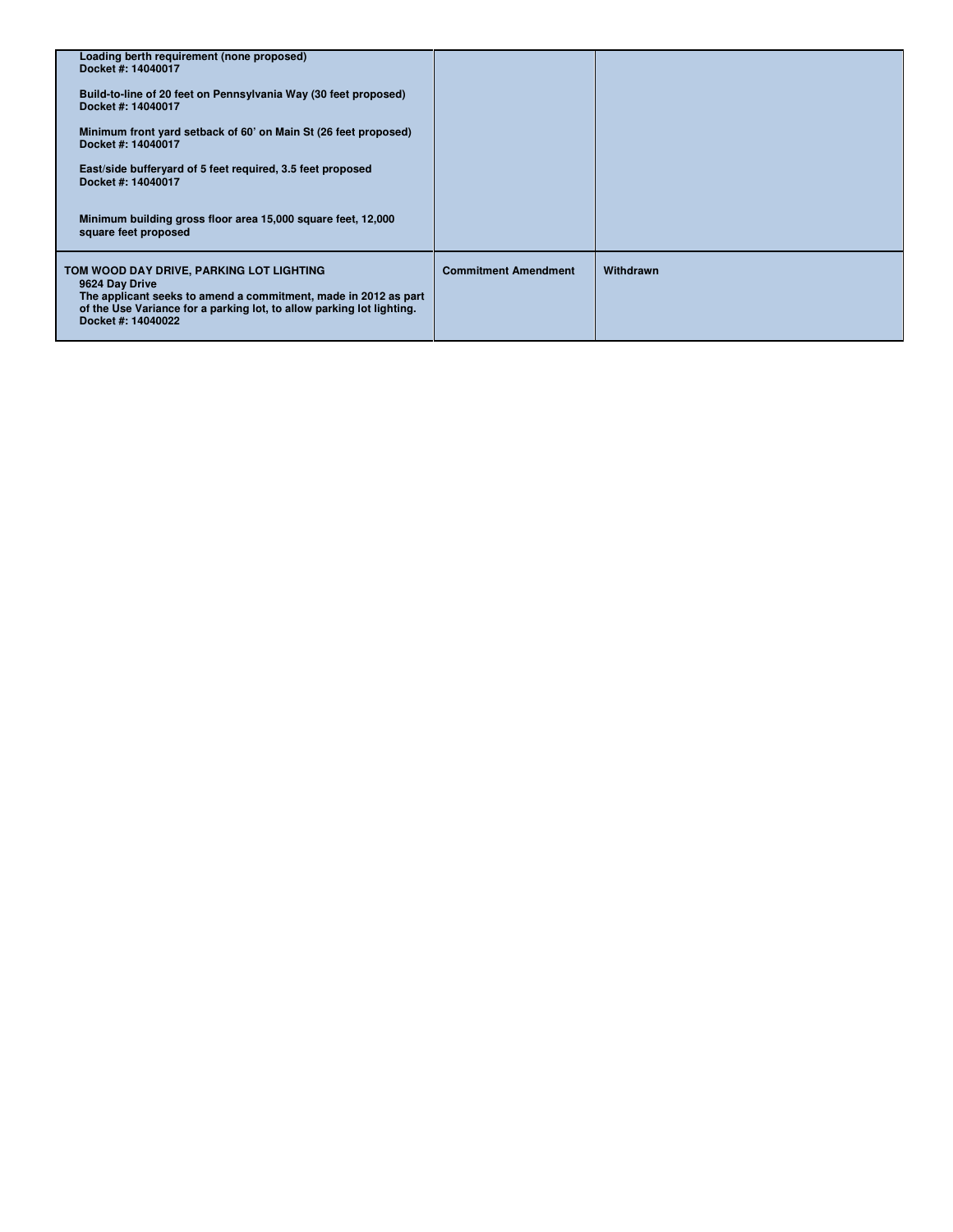| | | |
|---|---|---|
| **Loading berth requirement (none proposed)**<br>**Docket #: 14040017**<br><br>**Build-to-line of 20 feet on Pennsylvania Way (30 feet proposed)**<br>**Docket #: 14040017**<br><br>**Minimum front yard setback of 60' on Main St (26 feet proposed)**<br>**Docket #: 14040017**<br><br>**East/side bufferyard of 5 feet required, 3.5 feet proposed**<br>**Docket #: 14040017**<br><br>**Minimum building gross floor area 15,000 square feet, 12,000 square feet proposed** | | |
| **TOM WOOD DAY DRIVE, PARKING LOT LIGHTING**<br>**9624 Day Drive**<br>**The applicant seeks to amend a commitment, made in 2012 as part of the Use Variance for a parking lot, to allow parking lot lighting.**<br>**Docket #: 14040022** | **Commitment Amendment** | **Withdrawn** |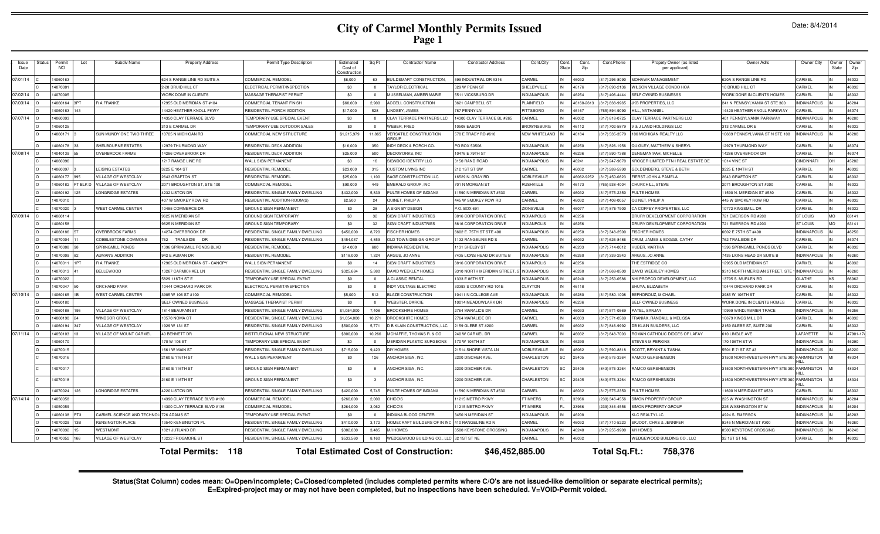# City of Carmel Monthly Permits Issued

## Page 1

Date: 8/4/2014

| Issue Date | Status | Permit NO | Lot | Subdiv Name | Property Address | Permit Type Description | Estimated Cost of Construction | Sq Ft | Contractor Name | Contractor Address | Cont.City | Cont. State | Cont. Zip | Cont.Phone | Propety Owner (as listed per applicant) | Owner Adrs | Owner City | Owner State | Owner Zip |
|---|---|---|---|---|---|---|---|---|---|---|---|---|---|---|---|---|---|---|---|
| 07/01/14 | C | 14060163 | | | 624 S RANGE LINE RD SUITE A | COMMERCIAL REMODEL | $6,000 | 63 | BUILDSMART CONSTRUCTION, | 599 INDUSTRIAL DR #316 | CARMEL | IN | 46032 | (317) 296-8090 | MOHAWK MANAGEMENT | 620A S RANGE LINE RD | CARMEL | IN | 46032 |
| | C | 14070001 | | | 2-20 DRUID HILL CT | ELECTRICAL PERMIT/INSPECTION | $0 | 0 | TAYLOR ELECTRICAL | 329 W PENN ST | SHELBYVILLE | IN | 46176 | (317) 690-2136 | WILSON VILLAGE CONDO HOA | 10 DRUID HILL CT | CARMEL | IN | 46032 |
| 07/02/14 | C | 14070005 | | | WORK DONE IN CLIENTS | MASSAGE THERAPIST PERMIT | $0 | 0 | MUSSELMAN, AMBER MARIE | 5511 VICKSBURG DR | INDIANAPOLIS | IN | 46254 | (317) 406-4444 | SELF OWNED BUSINESSS | WORK DONE IN CLIENTS HOMES | CARMEL | IN | 46032 |
| 07/03/14 | C | 14060164 | 3PT | R A FRANKE | 12955 OLD MERIDIAN ST #104 | COMMERCIAL TENANT FINISH | $60,000 | 2,900 | ACCELL CONSTRUCTION | 3621 CAMPBELL ST. | PLAINFIELD | IN | 46168-2613 | (317) 838-9965 | JKB PROPERTIES, LLC | 241 N PENNSYLVANIA ST STE 300 | INDIANAPOLIS | IN | 46204 |
| | O | 14060183 | 143 | | 14420 HEATHER KNOLL PKWY | RESIDENTIAL PORCH ADDITION | $17,000 | 528 | LINDSEY, JAMES | 787 PENNY LN | PITTSBORO | IN | 46167 | (765) 894-9090 | HILL, NATHANIEL | 14420 HEATHER KNOLL PARKWAY | CARMEL | IN | 46074 |
| 07/07/14 | O | 14060093 | | | 14350 CLAY TERRACE BLVD | TEMPORARY USE SPECIAL EVENT | $0 | 0 | CLAY TERRACE PARTNERS LLC | 14300 CLAY TERRACE BL #265 | CARMEL | IN | 46032 | (317) 818-0725 | CLAY TERRACE PARTNERS LLC | 401 PENNSYLVANIA PARKWAY | INDIANAPOLIS | IN | 46280 |
| | O | 14060125 | | | 313 E CARMEL DR | TEMPORARY USE OUTDOOR SALES | $0 | 0 | WEBER, FRED | 10508 EASON | BROWNSBURG | IN | 46112 | (317) 702-5879 | V & J LAND HOLDINGS LLC | 313 CARMEL DR E | CARMEL | IN | 46032 |
| | O | 14060171 | 3 | SUN MUNDY ONE TWO THREE | 10725 N MICHIGAN RD | COMMERCIAL NEW STRUCTURE | $1,215,979 | 11,865 | VERSATILE CONSTRUCTION GROUP | 570 E TRACY RD #610 | NEW WHITELAND | IN | 46184 | (317) 535-3579 | 106 MICHIGAN REALTY LLC | 10689 PENNSYLVANIA ST N STE 100 | INDIANAPOLIS | IN | 46280 |
| | O | 14060178 | 33 | SHELBOURNE ESTATES | 12979 THURMOND WAY | RESIDENTIAL DECK ADDITION | $16,000 | 350 | INDY DECK & PORCH CO. | PO BOX 50506 | INDIANAPOLIS | IN | 46250 | (317) 826-1956 | QUIGLEY, MATTHEW & SHERYL | 12979 THURMOND WAY | CARMEL | IN | 46074 |
| 07/08/14 | O | 14040139 | 55 | OVERBROOK FARMS | 14286 OVERBROOK DR | RESIDENTIAL DECK ADDITION | $25,000 | 500 | DECKWORKS, INC | 10476 E 79TH ST | INDIANAPOLIS | IN | 46236 | (317) 590-7388 | DENGMANIVAH, MICHELLE | 14286 OVERBROOK DR | CARMEL | IN | 46074 |
| | C | 14060096 | | | 1217 RANGE LINE RD | WALL SIGN PERMANENT | $0 | 16 | SIGNDOC IDENTITY LLC | 3150 RAND ROAD | INDIANAPOLIS | IN | 46241 | (317) 247-9670 | KROGER LIMITED PTN I REAL ESTATE DE | 1014 VINE ST | CINCINNATI | OH | 45202 |
| | O | 14060097 | 3 | LEISING ESTATES | 3225 E 104 ST | RESIDENTIAL REMODEL | $23,000 | 315 | CUSTOM LIVING INC | 212 1ST ST SW | CARMEL | IN | 46032 | (317) 289-5990 | GOLDENBERG, STEVE & BETH | 3225 E 104TH ST | CARMEL | IN | 46032 |
| | O | 14060177 | 995 | VILLAGE OF WESTCLAY | 2643 GRAFTON ST | RESIDENTIAL REMODEL | $25,000 | 1,100 | SAGE CONSTRUCTION LLC | 16529 N. GRAY RD | NOBLESVILLE | IN | 46062-9252 | (317) 450-0823 | FIERST JOHN & PAMELA | 2643 GRAFTON ST | CARMEL | IN | 46032 |
| | O | 14060182 | PT BLK D | VILLAGE OF WESTCLAY | 2071 BROUGHTON ST, STE 100 | COMMERCIAL REMODEL | $90,000 | 449 | EMERALD GROUP, INC | 701 N MORGAN ST | RUSHVILLE | IN | 46173 | (765) 938-4004 | CHURCHILL, STEVE | 2071 BROUGHTON ST #200 | CARMEL | IN | 46032 |
| | O | 14060192 | 125 | LONGRIDGE ESTATES | 4232 LISTON DR | RESIDENTIAL SINGLE FAMILY DWELLING | $432,000 | 5,839 | PULTE HOMES OF INDIANA | 11590 N MERIDIAN ST #530 | CARMEL | IN | 46032 | (317) 575-2350 | PULTE HOMES | 11590 N. MERIDIAN ST #530 | CARMEL | IN | 46032 |
| | O | 14070010 | | | 407 W SMOKEY ROW RD | RESIDENTIAL ADDITION-ROOM(S) | $2,500 | 24 | QUINET, PHILIP A | 445 W SMOKEY ROW RD | CARMEL | IN | 46032 | (317) 408-0057 | QUINET, PHILIP A | 445 W SMOKEY ROW RD | CARMEL | IN | 46032 |
| | C | 14070020 | 3 | WEST CARMEL CENTER | 10485 COMMERCE DR | GROUND SIGN PERMANENT | $0 | 28 | A SIGN BY DESIGN | P.O. BOX 691 | ZIONSVILLE | IN | 46077 | (317) 876-7900 | CA COFFEY PROPERTIES, LLC | 10772 KINGSMILL DR | CARMEL | IN | 46032 |
| 07/09/14 | C | 14060114 | | | 9625 N MERIDIAN ST | GROUND SIGN TEMPORARY | $0 | 32 | SIGN CRAFT INDUSTRIES | 8816 CORPORATION DRIVE | INDIANPOLIS | IN | 46256 | | DRURY DEVELOPMENT CORPORATION | 721 EMERSON RD #200 | ST LOUIS | MO | 63141 |
| | O | 14060158 | | | 9625 N MERIDIAN ST | GROUND SIGN TEMPORARY | $0 | 32 | SIGN CRAFT INDUSTRIES | 8816 CORPORATION DRIVE | INDIANPOLIS | IN | 46256 | | DRURY DEVELOPMENT CORPORATION | 721 EMERSON RD #200 | ST LOUIS | MO | 63141 |
| | O | 14060186 | 57 | OVERBROOK FARMS | 14274 OVERBROOK DR | RESIDENTIAL SINGLE FAMILY DWELLING | $450,000 | 8,720 | FISCHER HOMES | 6602 E. 75TH ST STE 400 | INDIANAPOLIS | IN | 46250 | (317) 348-2500 | FISCHER HOMES | 6602 E 75TH ST #400 | INDIANAPOLIS | IN | 46250 |
| | O | 14070004 | 11 | COBBLESTONE COMMONS | 762 TRAILSIDE DR | RESIDENTIAL SINGLE FAMILY DWELLING | $454,037 | 4,859 | OLD TOWN DESIGN GROUP | 1132 RANGELINE RD S | CARMEL | IN | 46032 | (317) 626-8486 | CRUM, JAMES & BOGGS, CATHY | 762 TRAILSIDE DR | CARMEL | IN | 46074 |
| | O | 14070008 | 98 | SPRINGMILL PONDS | 1396 SPRINGMILL PONDS BLVD | RESIDENTIAL REMODEL | $14,000 | 680 | INDIANA RESIDENTIAL | 1131 SHELBY ST | INDIANAPOLIS | IN | 46203 | (317) 714-0012 | HUBER, MARTHA | 1396 SPRINGMILL PONDS BLVD | CARMEL | IN | 46032 |
| | O | 14070009 | 82 | AUMAN'S ADDITION | 942 E AUMAN DR | RESIDENTIAL REMODEL | $118,000 | 1,324 | ARGUS, JO ANNE | 7435 LIONS HEAD DR SUITE B | INDIANAPOLIS | IN | 46260 | (317) 339-2943 | ARGUS, JO ANNE | 7435 LIONS HEAD DR SUITE B | INDIANAPOLIS | IN | 46260 |
| | O | 14070011 | 1PT | R A FRANKE | 12965 OLD MERIDIAN ST - CANOPY | WALL SIGN PERMANENT | $0 | 14 | SIGN CRAFT INDUSTRIES | 8816 CORPORATION DRIVE | INDIANPOLIS | IN | 46256 | | THE ESTRIDGE CO | 12965 OLD MERIDIAN ST | CARMEL | IN | 46032 |
| | O | 14070013 | 41 | BELLEWOOD | 13267 CARMICHAEL LN | RESIDENTIAL SINGLE FAMILY DWELLING | $325,684 | 5,380 | DAVID WEEKLEY HOMES | 9310 NORTH MERIDIAN STREET, S | INDIANAPOLIS | IN | 46260 | (317) 669-8500 | DAVID WEEKLEY HOMES | 9310 NORTH MERIDIAN STREET, STE 1 | INDIANAPOLIS | IN | 46260 |
| | O | 14070022 | | | 5829 116TH ST E | TEMPORARY USE SPECIAL EVENT | $0 | 0 | A CLASSIC RENTAL | 1333 E 86TH ST | INDIANAPOLIS | IN | 46240 | (317) 253-0586 | NHI PROPCO DEVELOPMENT, LLC | 13795 S. MURLEN RD | OLATHE | KS | 66062 |
| | O | 14070047 | 50 | ORCHARD PARK | 10444 ORCHARD PARK DR | ELECTRICAL PERMIT/INSPECTION | $0 | 0 | INDY VOLTAGE ELECTRIC | 33393 S COUNTY RD 101E | CLAYTON | IN | 46118 | | SHUYA, ELIZABETH | 10444 ORCHARD PARK DR | CARMEL | IN | 46032 |
| 07/10/14 | O | 14060165 | 1B | WEST CARMEL CENTER | 3985 W 106 ST #100 | COMMERCIAL REMODEL | $5,000 | 512 | BLAZE CONSTRUCTION | 10411 N COLLEGE AVE | INDIANAPOLIS | IN | 46280 | (317) 580-1008 | BEFHOROUZ, MICHAEL | 3985 W 106TH ST | CARMEL | IN | 46032 |
| | O | 14060180 | | | SELF OWNED BUSINESS | MASSAGE THERAPIST PERMIT | $0 | 0 | WEBSTER, DARCIE | 10014 MEADOWLARK DR | INDIANAPOLIS | IN | 46236 | | SELF OWNED BUSINESS | WORK DONE IN CLIENTS HOMES | CARMEL | IN | 46032 |
| | O | 14060188 | 195 | VILLAGE OF WESTCLAY | 1814 BEAUFAIN ST | RESIDENTIAL SINGLE FAMILY DWELLING | $1,054,000 | 7,408 | BROOKSHIRE HOMES | 2764 MARALICE DR | CARMEL | IN | 46033 | (317) 571-0569 | PATEL, SANJAY | 10999 WINDJAMMER TRACE | INDIANAPOLIS | IN | 46256 |
| | O | 14060190 | 24 | WINDSOR GROVE | 10570 NOMA CT | RESIDENTIAL SINGLE FAMILY DWELLING | $1,054,000 | 10,271 | BROOKSHIRE HOMES | 2764 MARALICE DR | CARMEL | IN | 46033 | (317) 571-0569 | FRANIAK, RANDALL & MELISSA | 10679 KINGS MILL DR | CARMEL | IN | 46032 |
| | O | 14060194 | 347 | VILLAGE OF WESTCLAY | 1929 W 131 ST | RESIDENTIAL SINGLE FAMILY DWELLING | $500,000 | 5,771 | D B KLAIN CONSTRUCTION, LLC | 2159 GLEBE ST #200 | CARMEL | IN | 46032 | (317) 846-9992 | DB KLAIN BUILDERS, LLC | 2159 GLEBE ST, SUITE 200 | CARMEL | IN | 46032 |
| 07/11/14 | O | 14050103 | 13 | VILLAGE OF MOUNT CARMEL | 40 BENNETT DR | INSTITUTIONAL NEW STRUCTURE | $800,000 | 10,266 | MCHAFFIE, THOMAS R. & CO | 240 W CARMEL DR | CARMEL | IN | 46032 | (317) 848-7003 | ROMAN CATHOLIC DIOCES OF LAFAY | 610 LINGLE AVE | LAFAYETTE | IN | 47901-17 |
| | O | 14060170 | | | 170 W 106 ST | TEMPORARY USE SPECIAL EVENT | $0 | 0 | MERIDIAN PLASTIC SURGEONS | 170 W 106TH ST | INDIANAPOLIS | IN | 46290 | | STEVEN M PERKINS | 170 106TH ST W | INDIANAPOLIS | IN | 46290 |
| | O | 14070015 | | | 1661 W MAIN ST | RESIDENTIAL SINGLE FAMILY DWELLING | $715,000 | 9,423 | DIY HOMES | 21514 SHORE VISTA LN | NOBLESVILLE | IN | 46062 | (317) 590-8818 | SCOTT, BRYANT & TASHA | 5501 E 71ST ST #3 | INDIANAPOLIS | IN | 46220 |
| | C | 14070016 | | | 2160 E 116TH ST | WALL SIGN PERMANENT | $0 | 126 | ANCHOR SIGN, INC. | 2200 DISCHER AVE. | CHARLESTON | SC | 29405 | (843) 576-3264 | RAMCO GERSHENSON | 31500 NORTHWESTERN HWY STE 300 | FARMINGTON HILL | MI | 48334 |
| | C | 14070017 | | | 2160 E 116TH ST | GROUND SIGN PERMANENT | $0 | 8 | ANCHOR SIGN, INC. | 2200 DISCHER AVE. | CHARLESTON | SC | 29405 | (843) 576-3264 | RAMCO GERSHENSON | 31500 NORTHWESTERN HWY STE 300 | FARMINGTON HILL | MI | 48334 |
| | C | 14070018 | | | 2160 E 116TH ST | GROUND SIGN PERMANENT | $0 | 3 | ANCHOR SIGN, INC. | 2200 DISCHER AVE. | CHARLESTON | SC | 29405 | (843) 576-3264 | RAMCO GERSHENSON | 31500 NORTHWESTERN HWY STE 300 | FARMINGTON HILL | MI | 48334 |
| | O | 14070024 | 126 | LONGRIDGE ESTATES | 4220 LISTON DR | RESIDENTIAL SINGLE FAMILY DWELLING | $420,000 | 5,745 | PULTE HOMES OF INDIANA | 11590 N MERIDIAN ST #530 | CARMEL | IN | 46032 | (317) 575-2350 | PULTE HOMES | 11690 N MERIDIAN ST #530 | CARMEL | IN | 46032 |
| 07/14/14 | O | 14050058 | | | 14390 CLAY TERRACE BLVD #130 | COMMERCIAL REMODEL | $260,000 | 2,000 | CHICO'S | 11215 METRO PKWY | FT MYERS | FL | 33966 | (239) 346-4556 | SIMON PROPERTY GROUP | 225 W WASHINGTON ST | INDIANAPOLIS | IN | 46204 |
| | O | 14050059 | | | 14300 CLAY TERRACE BLVD #135 | COMMERCIAL REMODEL | $264,000 | 3,062 | CHICO'S | 11215 METRO PKWY | FT MYERS | FL | 33966 | (239) 346-4556 | SIMON PROPERTY GROUP | 225 WASHINGTON ST W | INDIANAPOLIS | IN | 46204 |
| | O | 14060138 | PT3 | CARMEL SCIENCE AND TECHNOL | 726 ADAMS ST | TEMPORARY USE SPECIAL EVENT | $0 | 0 | INDIANA BLOOD CENTER | 3450 N MERIDIAN ST | INDIANAPOLIS | IN | 46208 | | KLC REALTY LLC | 4924 S. EMERSON | INDIANAPOLIS | IN | 46203 |
| | O | 14070029 | 13B | KENSINGTON PLACE | 13540 KENSINGTON PL | RESIDENTIAL SINGLE FAMILY DWELLING | $410,000 | 3,172 | HOMECRAFT BUILDERS OF IN INC | 410 RANGELINE RD N | CARMEL | IN | 46032 | (317) 710-5223 | SKJODT, CHAS & JENNIFER | 9245 N MERIDIAN ST #300 | INDIANAPOLIS | IN | 46260 |
| | O | 14070032 | 15 | WESTMONT | 1821 JUTLAND DR | RESIDENTIAL SINGLE FAMILY DWELLING | $302,830 | 3,485 | M/I HOMES | 8500 KEYSTONE CROSSING | INDIANAPOLIS | IN | 46240 | (317) 255-9900 | M/I HOMES | 8500 KEYSTONE CROSSING | INDIANAPOLIS | IN | 46240 |
| | O | 14070052 | 166 | VILLAGE OF WESTCLAY | 13232 FROGMORE ST | RESIDENTIAL SINGLE FAMILY DWELLING | $533,560 | 8,160 | WEDGEWOOD BUILDING CO., LLC | 32 1ST ST NE | CARMEL | IN | 46032 | | WEDGEWOOD BUILDING CO., LLC | 32 1ST ST NE | CARMEL | IN | 46032 |

**Total Permits: 118** **Total Estimated Cost of Construction: $46,452,885.00** **Total Sq.Ft.: 758,376**

**Status(Stat Column) codes mean: O=Open/incomplete; C=Closed/completed (includes completed permits where C/O's are not issued-like demolition or separate electrical permits); E=Expired-project may or may not have been completed, but no inspections have been scheduled. V=VOID-Permit voided.**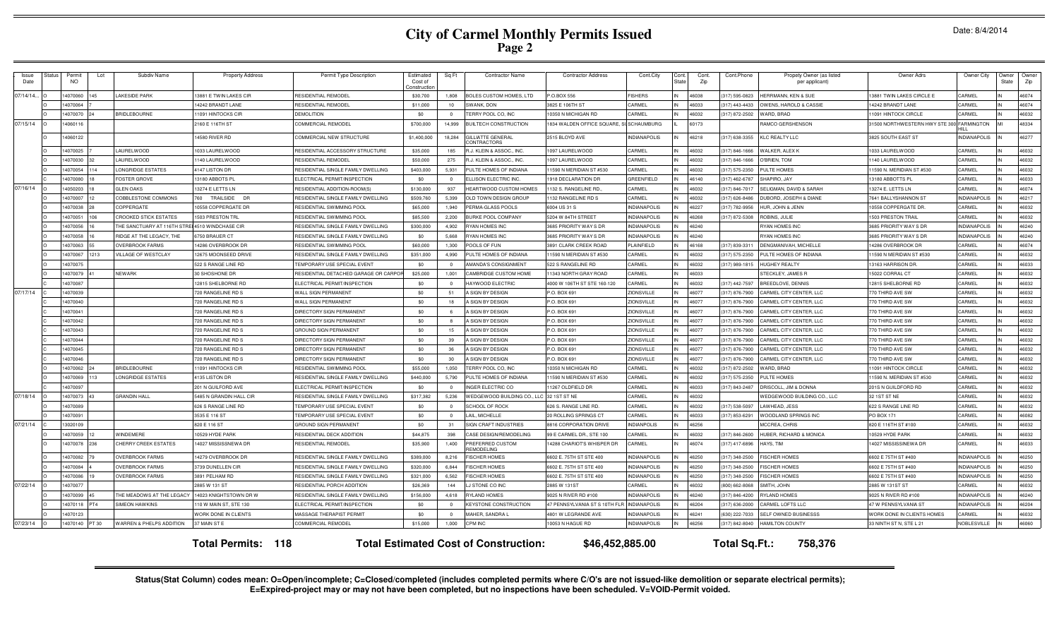# City of Carmel Monthly Permits Issued

## Page 2

Date: 8/4/2014

| Issue Date | Status | Permit NO | Lot | Subdiv Name | Property Address | Permit Type Description | Estimated Cost of Construction | Sq Ft | Contractor Name | Contractor Address | Cont.City | Cont. State | Cont. Zip | Cont.Phone | Propety Owner (as listed per applicant) | Owner Adrs | Owner City | Owner State | Owner Zip |
|---|---|---|---|---|---|---|---|---|---|---|---|---|---|---|---|---|---|---|---|
| 07/14/14... | O | 14070060 | 145 | LAKESIDE PARK | 13881 E TWIN LAKES CIR | RESIDENTIAL REMODEL | $30,700 | 1,808 | BOLES CUSTOM HOMES, LTD | P.O.BOX 556 | FISHERS | IN | 46038 | (317) 595-0823 | HERRMANN, KEN & SUE | 13881 TWIN LAKES CIRCLE E | CARMEL | IN | 46074 |
| | O | 14070064 | 7 | | 14242 BRANDT LANE | RESIDENTIAL REMODEL | $11,000 | 10 | SWANK, DON | 3825 E 106TH ST | CARMEL | IN | 46033 | (317) 443-4433 | OWENS, HAROLD & CASSIE | 14242 BRANDT LANE | CARMEL | IN | 46074 |
| | O | 14070070 | 24 | BRIDLEBOURNE | 11091 HINTOCKS CIR | DEMOLITION | $0 | 0 | TERRY POOL CO, INC | 10350 N MICHIGAN RD | CARMEL | IN | 46032 | (317) 872-2502 | WARD, BRAD | 11091 HINTOCK CIRCLE | CARMEL | IN | 46032 |
| 07/15/14 | O | 14060116 | | | 2160 E 116TH ST | COMMERCIAL REMODEL | $700,000 | 14,999 | BUILTECH CONSTRUCTION | 1834 WALDEN OFFICE SQUARE, SUITE | SCHAUMBURG | IL | 60173 | | RAMCO GERSHENSON | 31500 NORTHWESTERN HWY STE 300 | FARMINGTON HILL | MI | 48334 |
| | O | 14060122 | | | 14580 RIVER RD | COMMERCIAL NEW STRUCTURE | $1,400,000 | 18,284 | GILLIATTE GENERAL CONTRACTORS | 2515 BLOYD AVE | INDIANAPOLIS | IN | 46218 | (317) 638-3355 | KLC REALTY LLC | 3825 SOUTH EAST ST | INDIANAPOLIS | IN | 46277 |
| | O | 14070025 | 7 | LAURELWOOD | 1033 LAURELWOOD | RESIDENTIAL ACCESSORY STRUCTURE | $35,000 | 185 | R.J. KLEIN & ASSOC., INC. | 1097 LAURELWOOD | CARMEL | IN | 46032 | (317) 846-1666 | WALKER, ALEX K | 1033 LAURELWOOD | CARMEL | IN | 46032 |
| | O | 14070030 | 32 | LAURELWOOD | 1140 LAURELWOOD | RESIDENTIAL REMODEL | $50,000 | 275 | R.J. KLEIN & ASSOC., INC. | 1097 LAURELWOOD | CARMEL | IN | 46032 | (317) 846-1666 | O'BRIEN, TOM | 1140 LAURELWOOD | CARMEL | IN | 46032 |
| | O | 14070054 | 114 | LONGRIDGE ESTATES | 4147 LISTON DR | RESIDENTIAL SINGLE FAMILY DWELLING | $403,000 | 5,931 | PULTE HOMES OF INDIANA | 11590 N MERIDIAN ST #530 | CARMEL | IN | 46032 | (317) 575-2350 | PULTE HOMES | 11590 N. MERIDIAN ST #530 | CARMEL | IN | 46032 |
| | C | 14070080 | 18 | FOSTER GROVE | 13180 ABBOTS PL | ELECTRICAL PERMIT/INSPECTION | $0 | 0 | ELLISON ELECTRIC INC. | 1918 DECLARATION DR | GREENFIELD | IN | 46140 | (317) 462-6787 | SHAPIRO, JAY | 13180 ABBOTTS PL | CARMEL | IN | 46033 |
| 07/16/14 | O | 14050203 | 18 | GLEN OAKS | 13274 E LETTS LN | RESIDENTIAL ADDITION-ROOM(S) | $130,000 | 937 | HEARTWOOD CUSTOM HOMES | 1132 S. RANGELINE RD., | CARMEL | IN | 46032 | (317) 846-7017 | SELIGMAN, DAVID & SARAH | 13274 E. LETTS LN | CARMEL | IN | 46074 |
| | O | 14070007 | 12 | COBBLESTONE COMMONS | 760 TRAILSIDE DR | RESIDENTIAL SINGLE FAMILY DWELLING | $509,760 | 5,399 | OLD TOWN DESIGN GROUP | 1132 RANGELINE RD S | CARMEL | IN | 46032 | (317) 626-8486 | DUBORD, JOSEPH & DIANE | 7641 BALLYSHANNON ST | INDIANAPOLIS | IN | 46217 |
| | O | 14070038 | 28 | COPPERGATE | 10558 COPPERGATE DR | RESIDENTIAL SWIMMING POOL | $65,000 | 1,940 | PERMA-GLASS POOLS | 6004 US 31 S | INDIANAPOLIS | IN | 46227 | (317) 782-9956 | HUR, JOHN & JENN | 10558 COPPERGATE DR. | CARMEL | IN | 46032 |
| | O | 14070051 | 106 | CROOKED STICK ESTATES | 1503 PRESTON TRL | RESIDENTIAL SWIMMING POOL | $85,500 | 2,200 | BURKE POOL COMPANY | 5204 W 84TH STREET | INDIANAPOLIS | IN | 46268 | (317) 872-5308 | ROBINS, JULIE | 1503 PRESTON TRAIL | CARMEL | IN | 46032 |
| | O | 14070056 | 16 | THE SANCTUARY AT 116TH STREET | 4510 WINDCHASE CIR | RESIDENTIAL SINGLE FAMILY DWELLING | $300,000 | 4,902 | RYAN HOMES INC | 3685 PRIORITY WAY S DR | INDIANAPOLIS | IN | 46240 | | RYAN HOMES INC | 3685 PRIORITY WAY S DR | INDIANAPOLIS | IN | 46240 |
| | O | 14070058 | 16 | RIDGE AT THE LEGACY, THE | 6750 BRAUER CT | RESIDENTIAL SINGLE FAMILY DWELLING | $0 | 5,668 | RYAN HOMES INC | 3685 PRIORITY WAY S DR | INDIANAPOLIS | IN | 46240 | | RYAN HOMES INC | 3685 PRIORITY WAY S DR | INDIANAPOLIS | IN | 46240 |
| | O | 14070063 | 55 | OVERBROOK FARMS | 14286 OVERBROOK DR | RESIDENTIAL SWIMMING POOL | $60,000 | 1,300 | POOLS OF FUN | 3891 CLARK CREEK ROAD | PLAINFIELD | IN | 46168 | (317) 839-3311 | DENGMANIVAH, MICHELLE | 14286 OVERBROOK DR | CARMEL | IN | 46074 |
| | O | 14070067 | 1213 | VILLAGE OF WESTCLAY | 12675 MOONSEED DRIVE | RESIDENTIAL SINGLE FAMILY DWELLING | $351,000 | 4,990 | PULTE HOMES OF INDIANA | 11590 N MERIDIAN ST #530 | CARMEL | IN | 46032 | (317) 575-2350 | PULTE HOMES OF INDIANA | 11590 N MERIDIAN ST #530 | CARMEL | IN | 46032 |
| | O | 14070075 | | | 522 S RANGE LINE RD | TEMPORARY USE SPECIAL EVENT | $0 | 0 | AMANDA'S CONSIGNMENT | 522 S RANGELINE RD | CARMEL | IN | 46032 | (317) 989-1815 | HUGHEY REALTY | 13163 HARRISON DR. | CARMEL | IN | 46033 |
| | O | 14070079 | 41 | NEWARK | 30 SHOSHONE DR | RESIDENTIAL DETACHED GARAGE OR CARPORT | $25,000 | 1,001 | CAMBRIDGE CUSTOM HOME | 11343 NORTH GRAY ROAD | CARMEL | IN | 46033 | | STECKLEY, JAMES R | 15022 CORRAL CT | CARMEL | IN | 46032 |
| | C | 14070087 | | | 12815 SHELBORNE RD | ELECTRICAL PERMIT/INSPECTION | $0 | 0 | HAYWOOD ELECTRIC | 4000 W 106TH ST STE 160-120 | CARMEL | IN | 46032 | (317) 442-7597 | BREEDLOVE, DENNIS | 12815 SHELBORNE RD | CARMEL | IN | 46032 |
| 07/17/14 | C | 14070039 | | | 720 RANGELINE RD S | WALL SIGN PERMANENT | $0 | 51 | A SIGN BY DESIGN | P.O. BOX 691 | ZIONSVILLE | IN | 46077 | (317) 876-7900 | CARMEL CITY CENTER, LLC | 770 THIRD AVE SW | CARMEL | IN | 46032 |
| | C | 14070040 | | | 720 RANGELINE RD S | WALL SIGN PERMANENT | $0 | 18 | A SIGN BY DESIGN | P.O. BOX 691 | ZIONSVILLE | IN | 46077 | (317) 876-7900 | CARMEL CITY CENTER, LLC | 770 THIRD AVE SW | CARMEL | IN | 46032 |
| | C | 14070041 | | | 720 RANGELINE RD S | DIRECTORY SIGN PERMANENT | $0 | 6 | A SIGN BY DESIGN | P.O. BOX 691 | ZIONSVILLE | IN | 46077 | (317) 876-7900 | CARMEL CITY CENTER, LLC | 770 THIRD AVE SW | CARMEL | IN | 46032 |
| | C | 14070042 | | | 720 RANGELINE RD S | DIRECTORY SIGN PERMANENT | $0 | 8 | A SIGN BY DESIGN | P.O. BOX 691 | ZIONSVILLE | IN | 46077 | (317) 876-7900 | CARMEL CITY CENTER, LLC | 770 THIRD AVE SW | CARMEL | IN | 46032 |
| | C | 14070043 | | | 720 RANGELINE RD S | GROUND SIGN PERMANENT | $0 | 15 | A SIGN BY DESIGN | P.O. BOX 691 | ZIONSVILLE | IN | 46077 | (317) 876-7900 | CARMEL CITY CENTER, LLC | 770 THIRD AVE SW | CARMEL | IN | 46032 |
| | C | 14070044 | | | 720 RANGELINE RD S | DIRECTORY SIGN PERMANENT | $0 | 39 | A SIGN BY DESIGN | P.O. BOX 691 | ZIONSVILLE | IN | 46077 | (317) 876-7900 | CARMEL CITY CENTER, LLC | 770 THIRD AVE SW | CARMEL | IN | 46032 |
| | C | 14070045 | | | 720 RANGELINE RD S | DIRECTORY SIGN PERMANENT | $0 | 36 | A SIGN BY DESIGN | P.O. BOX 691 | ZIONSVILLE | IN | 46077 | (317) 876-7900 | CARMEL CITY CENTER, LLC | 770 THIRD AVE SW | CARMEL | IN | 46032 |
| | C | 14070046 | | | 720 RANGELINE RD S | DIRECTORY SIGN PERMANENT | $0 | 30 | A SIGN BY DESIGN | P.O. BOX 691 | ZIONSVILLE | IN | 46077 | (317) 876-7900 | CARMEL CITY CENTER, LLC | 770 THIRD AVE SW | CARMEL | IN | 46032 |
| | O | 14070062 | 24 | BRIDLEBOURNE | 11091 HINTOCKS CIR | RESIDENTIAL SWIMMING POOL | $55,000 | 1,050 | TERRY POOL CO, INC | 10350 N MICHIGAN RD | CARMEL | IN | 46032 | (317) 872-2502 | WARD, BRAD | 11091 HINTOCK CIRCLE | CARMEL | IN | 46032 |
| | O | 14070069 | 113 | LONGRIDGE ESTATES | 4135 LISTON DR | RESIDENTIAL SINGLE FAMILY DWELLING | $440,000 | 5,790 | PULTE HOMES OF INDIANA | 11590 N MERIDIAN ST #530 | CARMEL | IN | 46032 | (317) 575-2350 | PULTE HOMES | 11590 N. MERIDIAN ST #530 | CARMEL | IN | 46032 |
| | C | 14070097 | | | 201 N GUILFORD AVE | ELECTRICAL PERMIT/INSPECTION | $0 | 0 | INGER ELECTRIC CO | 11267 OLDFIELD DR | CARMEL | IN | 46033 | (317) 843-2487 | DRISCOLL, JIM & DONNA | 201S N GUILDFORD RD | CARMEL | IN | 46032 |
| 07/18/14 | O | 14070073 | 43 | GRANDIN HALL | 5485 N GRANDIN HALL CIR | RESIDENTIAL SINGLE FAMILY DWELLING | $317,382 | 5,236 | WEDGEWOOD BUILDING CO., LLC | 32 1ST ST NE | CARMEL | IN | 46032 | | WEDGEWOOD BUILDING CO., LLC | 32 1ST ST NE | CARMEL | IN | 46032 |
| | O | 14070089 | | | 626 S RANGE LINE RD | TEMPORARY USE SPECIAL EVENT | $0 | 0 | SCHOOL OF ROCK | 626 S. RANGE LINE RD. | CARMEL | IN | 46032 | (317) 538-5097 | LAWHEAD, JESS | 622 S RANGE LINE RD | CARMEL | IN | 46032 |
| | O | 14070091 | | | 3535 E 116 ST | TEMPORARY USE SPECIAL EVENT | $0 | 0 | LAIL, MICHELLE | 20 ROLLING SPRINGS CT | CARMEL | IN | 46033 | (317) 853-6291 | WOODLAND SPRINGS INC | PO BOX 171 | CARMEL | IN | 46082 |
| 07/21/14 | C | 13020109 | | | 820 E 116 ST | GROUND SIGN PERMANENT | $0 | 31 | SIGN CRAFT INDUSTRIES | 6816 CORPORATION DRIVE | INDIANPOLIS | IN | 46256 | | MCCREA, CHRIS | 820 E 116TH ST #100 | CARMEL | IN | 46032 |
| | O | 14070059 | 12 | WINDEMERE | 10529 HYDE PARK | RESIDENTIAL DECK ADDITION | $44,875 | 398 | CASE DESIGN/REMODELING | 99 E CARMEL DR., STE 100 | CARMEL | IN | 46032 | (317) 846-2600 | HUBER, RICHARD & MONICA | 10529 HYDE PARK | CARMEL | IN | 46032 |
| | O | 14070078 | 236 | CHERRY CREEK ESTATES | 14027 MISSISSNEWA DR | RESIDENTIAL REMODEL | $35,900 | 1,400 | PREFERRED CUSTOM REMODELING | 14288 CHARIOT'S WHISPER DR | CARMEL | IN | 46074 | (317) 417-6896 | HAYS, TIM | 14027 MISSISSINEWA DR | CARMEL | IN | 46033 |
| | O | 14070082 | 79 | OVERBROOK FARMS | 14279 OVERBROOK DR | RESIDENTIAL SINGLE FAMILY DWELLING | $389,000 | 8,216 | FISCHER HOMES | 6602 E. 75TH ST STE 400 | INDIANAPOLIS | IN | 46250 | (317) 348-2500 | FISCHER HOMES | 6602 E 75TH ST #400 | INDIANAPOLIS | IN | 46250 |
| | O | 14070084 | 4 | OVERBROOK FARMS | 3739 DUNELLEN CIR | RESIDENTIAL SINGLE FAMILY DWELLING | $320,000 | 6,844 | FISCHER HOMES | 6602 E. 75TH ST STE 400 | INDIANAPOLIS | IN | 46250 | (317) 348-2500 | FISCHER HOMES | 6602 E 75TH ST #400 | INDIANAPOLIS | IN | 46250 |
| | O | 14070086 | 19 | OVERBROOK FARMS | 3891 PELHAM RD | RESIDENTIAL SINGLE FAMILY DWELLING | $321,000 | 6,562 | FISCHER HOMES | 6602 E. 75TH ST STE 400 | INDIANAPOLIS | IN | 46250 | (317) 348-2500 | FISCHER HOMES | 6602 E 75TH ST #400 | INDIANAPOLIS | IN | 46250 |
| 07/22/14 | O | 14070077 | | | 2885 W 131 ST | RESIDENTIAL PORCH ADDITION | $26,369 | 144 | LJ STONE CO INC | 2885 W 131ST | CARMEL | IN | 46032 | (800) 662-8068 | SMITH, JOHN | 2885 W 131ST ST | CARMEL | IN | 46032 |
| | O | 14070099 | 45 | THE MEADOWS AT THE LEGACY | 14023 KNIGHTSTOWN DR W | RESIDENTIAL SINGLE FAMILY DWELLING | $156,000 | 4,618 | RYLAND HOMES | 9025 N RIVER RD #100 | INDIANAPOLIS | IN | 46240 | (317) 846-4200 | RYLAND HOMES | 9025 N RIVER RD #100 | INDIANAPOLIS | IN | 46240 |
| | O | 14070118 | PT4 | SIMEON HAWKINS | 110 W MAIN ST, STE 130 | ELECTRICAL PERMIT/INSPECTION | $0 | 0 | KEYSTONE CONSTRUCTION | 47 PENNSYLVANIA ST S 10TH FLR | INDIANAPOLIS | IN | 46204 | (317) 636-2000 | CARMEL LOFTS LLC | 47 W PENNSYLVANIA ST | INDIANAPOLIS | IN | 46204 |
| | O | 14070123 | | | WORK DONE IN CLIENTS | MASSAGE THERAPIST PERMIT | $0 | 0 | MAHER, SANDRA L | 4801 W LEGRANDE AVE | INDIANAPOLIS | IN | 46241 | (630) 222-7033 | SELF OWNED BUSINESSS | WORK DONE IN CLIENTS HOMES | CARMEL | IN | 46032 |
| 07/23/14 | O | 14070140 | PT 30 | WARREN & PHELPS ADDITION | 37 MAIN ST E | COMMERCIAL REMODEL | $15,000 | 1,000 | CPM INC | 10053 N HAGUE RD | INDIANAPOLIS | IN | 46256 | (317) 842-8040 | HAMILTON COUNTY | 33 NINTH ST N, STE L 21 | NOBLESVILLE | IN | 46060 |

**Total Permits: 118** **Total Estimated Cost of Construction: $46,452,885.00** **Total Sq.Ft.: 758,376**

**Status(Stat Column) codes mean: O=Open/incomplete; C=Closed/completed (includes completed permits where C/O's are not issued-like demolition or separate electrical permits); E=Expired-project may or may not have been completed, but no inspections have been scheduled. V=VOID-Permit voided.**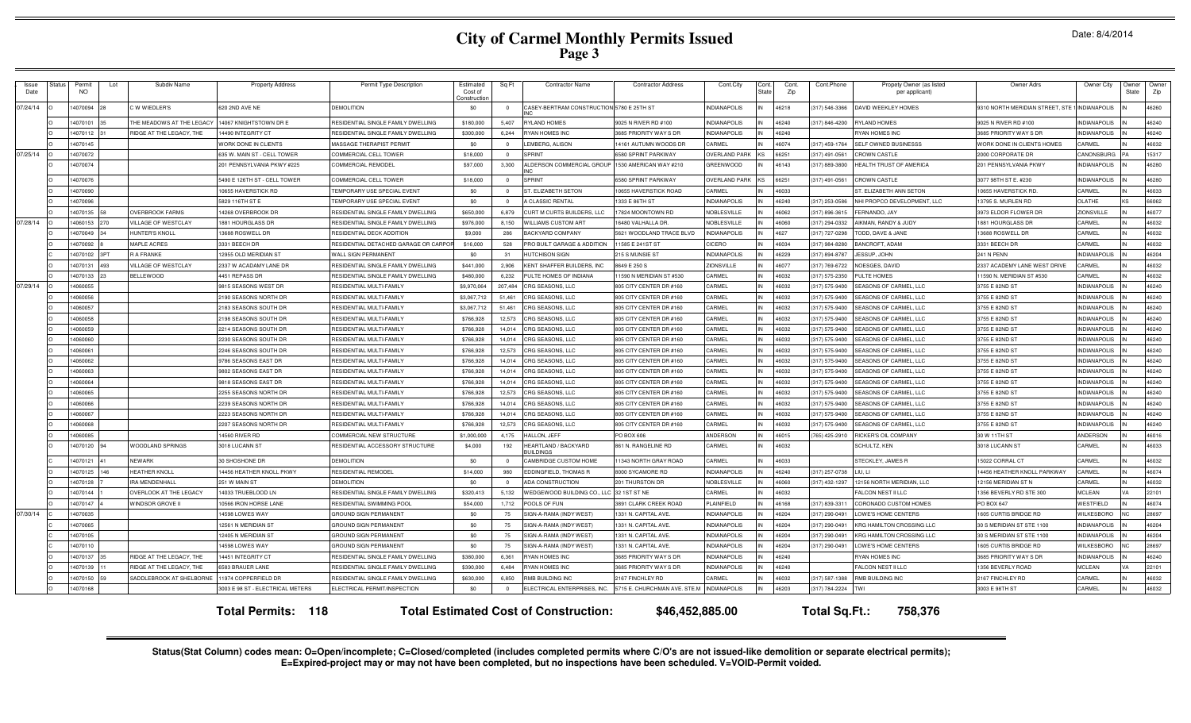# City of Carmel Monthly Permits Issued
## Page 3

Date: 8/4/2014

| Issue Date | Status | Permit NO | Lot | Subdiv Name | Property Address | Permit Type Description | Estimated Cost of Construction | Sq Ft | Contractor Name | Contractor Address | Cont.City | Cont. State | Cont. Zip | Cont.Phone | Propety Owner (as listed per applicant) | Owner Adrs | Owner City | Owner State | Owner Zip |
|---|---|---|---|---|---|---|---|---|---|---|---|---|---|---|---|---|---|---|---|
| 07/24/14 | O | 14070094 | 28 | C W WIEDLER'S | 620 2ND AVE NE | DEMOLITION | $0 | 0 | CASEY-BERTRAM CONSTRUCTION INC | 5780 E 25TH ST | INDIANAPOLIS | IN | 46218 | (317) 546-3366 | DAVID WEEKLEY HOMES | 9310 NORTH MERIDIAN STREET, STE 1 | INDIANAPOLIS | IN | 46260 |
| | O | 14070101 | 35 | THE MEADOWS AT THE LEGACY | 14067 KNIGHTSTOWN DR E | RESIDENTIAL SINGLE FAMILY DWELLING | $180,000 | 5,407 | RYLAND HOMES | 9025 N RIVER RD #100 | INDIANAPOLIS | IN | 46240 | (317) 846-4200 | RYLAND HOMES | 9025 N RIVER RD #100 | INDIANAPOLIS | IN | 46240 |
| | O | 14070112 | 31 | RIDGE AT THE LEGACY, THE | 14490 INTEGRITY CT | RESIDENTIAL SINGLE FAMILY DWELLING | $300,000 | 6,244 | RYAN HOMES INC | 3685 PRIORITY WAY S DR | INDIANAPOLIS | IN | 46240 | | RYAN HOMES INC | 3685 PRIORITY WAY S DR | INDIANAPOLIS | IN | 46240 |
| | O | 14070145 | | | WORK DONE IN CLIENTS | MASSAGE THERAPIST PERMIT | $0 | 0 | LEMBERG, ALISON | 14161 AUTUMN WOODS DR | CARMEL | IN | 46074 | (317) 459-1764 | SELF OWNED BUSINESSS | WORK DONE IN CLIENTS HOMES | CARMEL | IN | 46032 |
| 07/25/14 | O | 14070072 | | | 635 W. MAIN ST - CELL TOWER | COMMERCIAL CELL TOWER | $18,000 | 0 | SPRINT | 6580 SPRINT PARKWAY | OVERLAND PARK | KS | 66251 | (317) 491-0561 | CROWN CASTLE | 2000 CORPORATE DR | CANONSBURG | PA | 15317 |
| | O | 14070074 | | | 201 PENNSYLVANIA PKWY #225 | COMMERCIAL REMODEL | $97,000 | 3,300 | ALDERSON COMMERCIAL GROUP INC | 1530 AMERICAN WAY #210 | GREENWOOD | IN | 46143 | (317) 889-3800 | HEALTH TRUST OF AMERICA | 201 PENNSYLVANIA PKWY | INDIANAPOLIS | IN | 46280 |
| | O | 14070076 | | | 5490 E 126TH ST - CELL TOWER | COMMERCIAL CELL TOWER | $18,000 | 0 | SPRINT | 6580 SPRINT PARKWAY | OVERLAND PARK | KS | 66251 | (317) 491-0561 | CROWN CASTLE | 3077 98TH ST E. #230 | INDIANAPOLIS | IN | 46280 |
| | O | 14070090 | | | 10655 HAVERSTICK RD | TEMPORARY USE SPECIAL EVENT | $0 | 0 | ST. ELIZABETH SETON | 10655 HAVERSTICK ROAD | CARMEL | IN | 46033 | | ST. ELIZABETH ANN SETON | 10655 HAVERSTICK RD. | CARMEL | IN | 46033 |
| | O | 14070096 | | | 5829 116TH ST E | TEMPORARY USE SPECIAL EVENT | $0 | 0 | A CLASSIC RENTAL | 1333 E 86TH ST | INDIANAPOLIS | IN | 46240 | (317) 253-0586 | NHI PROPCO DEVELOPMENT, LLC | 13795 S. MURLEN RD | OLATHE | KS | 66062 |
| | O | 14070135 | 58 | OVERBROOK FARMS | 14268 OVERBROOK DR | RESIDENTIAL SINGLE FAMILY DWELLING | $650,000 | 6,879 | CURT M CURTS BUILDERS, LLC | 17824 MOONTOWN RD | NOBLESVILLE | IN | 46062 | (317) 896-3615 | FERNANDO, JAY | 3973 ELDOR FLOWER DR | ZIONSVILLE | IN | 46077 |
| 07/28/14 | O | 14060153 | 270 | VILLAGE OF WESTCLAY | 1881 HOURGLASS DR | RESIDENTIAL SINGLE FAMILY DWELLING | $976,000 | 8,150 | WILLIAMS CUSTOM ART | 16480 VALHALLA DR. | NOBLESVILLE | IN | 46060 | (317) 294-0332 | AIKMAN, RANDY & JUDY | 1881 HOURGLASS DR | CARMEL | IN | 46032 |
| | O | 14070049 | 34 | HUNTER'S KNOLL | 13688 ROSWELL DR | RESIDENTIAL DECK ADDITION | $9,000 | 286 | BACKYARD COMPANY | 5621 WOODLAND TRACE BLVD | INDIANAPOLIS | IN | 4627 | (317) 727-0298 | TODD, DAVE & JANE | 13688 ROSWELL DR | CARMEL | IN | 46032 |
| | O | 14070092 | 8 | MAPLE ACRES | 3331 BEECH DR | RESIDENTIAL DETACHED GARAGE OR CARPORT | $16,000 | 528 | PRO BUILT GARAGE & ADDITION | 11585 E 241ST ST | CICERO | IN | 46034 | (317) 984-8280 | BANCROFT, ADAM | 3331 BEECH DR | CARMEL | IN | 46032 |
| | C | 14070102 | 3PT | R A FRANKE | 12955 OLD MERIDIAN ST | WALL SIGN PERMANENT | $0 | 31 | HUTCHISON SIGN | 215 S MUNSIE ST | INDIANAPOLIS | IN | 46229 | (317) 894-8787 | JESSUP, JOHN | 241 N PENN | INDIANAPOLIS | IN | 46204 |
| | O | 14070131 | 493 | VILLAGE OF WESTCLAY | 2337 W ACADAMY LANE DR | RESIDENTIAL SINGLE FAMILY DWELLING | $441,000 | 2,906 | KENT SHAFFER BUILDERS, INC | 8649 E 250 S | ZIONSVILLE | IN | 46077 | (317) 769-6722 | NOESGES, DAVID | 2337 ACADEMY LANE WEST DRIVE | CARMEL | IN | 46032 |
| | O | 14070133 | 23 | BELLEWOOD | 4451 REPASS DR | RESIDENTIAL SINGLE FAMILY DWELLING | $480,000 | 6,232 | PULTE HOMES OF INDIANA | 11590 N MERIDIAN ST #530 | CARMEL | IN | 46032 | (317) 575-2350 | PULTE HOMES | 11590 N. MERIDIAN ST #530 | CARMEL | IN | 46032 |
| 07/29/14 | O | 14060055 | | | 9815 SEASONS WEST DR | RESIDENTIAL MULTI-FAMILY | $9,970,064 | 207,484 | CRG SEASONS, LLC | 805 CITY CENTER DR #160 | CARMEL | IN | 46032 | (317) 575-9400 | SEASONS OF CARMEL, LLC | 3755 E 82ND ST | INDIANAPOLIS | IN | 46240 |
| | O | 14060056 | | | 2190 SEASONS NORTH DR | RESIDENTIAL MULTI-FAMILY | $3,067,712 | 51,461 | CRG SEASONS, LLC | 805 CITY CENTER DR #160 | CARMEL | IN | 46032 | (317) 575-9400 | SEASONS OF CARMEL, LLC | 3755 E 82ND ST | INDIANAPOLIS | IN | 46240 |
| | O | 14060057 | | | 2183 SEASONS SOUTH DR | RESIDENTIAL MULTI-FAMILY | $3,067,712 | 51,461 | CRG SEASONS, LLC | 805 CITY CENTER DR #160 | CARMEL | IN | 46032 | (317) 575-9400 | SEASONS OF CARMEL, LLC | 3755 E 82ND ST | INDIANAPOLIS | IN | 46240 |
| | O | 14060058 | | | 2198 SEASONS SOUTH DR | RESIDENTIAL MULTI-FAMILY | $766,928 | 12,573 | CRG SEASONS, LLC | 805 CITY CENTER DR #160 | CARMEL | IN | 46032 | (317) 575-9400 | SEASONS OF CARMEL, LLC | 3755 E 82ND ST | INDIANAPOLIS | IN | 46240 |
| | O | 14060059 | | | 2214 SEASONS SOUTH DR | RESIDENTIAL MULTI-FAMILY | $766,928 | 14,014 | CRG SEASONS, LLC | 805 CITY CENTER DR #160 | CARMEL | IN | 46032 | (317) 575-9400 | SEASONS OF CARMEL, LLC | 3755 E 82ND ST | INDIANAPOLIS | IN | 46240 |
| | O | 14060060 | | | 2230 SEASONS SOUTH DR | RESIDENTIAL MULTI-FAMILY | $766,928 | 14,014 | CRG SEASONS, LLC | 805 CITY CENTER DR #160 | CARMEL | IN | 46032 | (317) 575-9400 | SEASONS OF CARMEL, LLC | 3755 E 82ND ST | INDIANAPOLIS | IN | 46240 |
| | O | 14060061 | | | 2246 SEASONS SOUTH DR | RESIDENTIAL MULTI-FAMILY | $766,928 | 12,573 | CRG SEASONS, LLC | 805 CITY CENTER DR #160 | CARMEL | IN | 46032 | (317) 575-9400 | SEASONS OF CARMEL, LLC | 3755 E 82ND ST | INDIANAPOLIS | IN | 46240 |
| | O | 14060062 | | | 9786 SEASONS EAST DR | RESIDENTIAL MULTI-FAMILY | $766,928 | 14,014 | CRG SEASONS, LLC | 805 CITY CENTER DR #160 | CARMEL | IN | 46032 | (317) 575-9400 | SEASONS OF CARMEL, LLC | 3755 E 82ND ST | INDIANAPOLIS | IN | 46240 |
| | O | 14060063 | | | 9802 SEASONS EAST DR | RESIDENTIAL MULTI-FAMILY | $766,928 | 14,014 | CRG SEASONS, LLC | 805 CITY CENTER DR #160 | CARMEL | IN | 46032 | (317) 575-9400 | SEASONS OF CARMEL, LLC | 3755 E 82ND ST | INDIANAPOLIS | IN | 46240 |
| | O | 14060064 | | | 9818 SEASONS EAST DR | RESIDENTIAL MULTI-FAMILY | $766,928 | 14,014 | CRG SEASONS, LLC | 805 CITY CENTER DR #160 | CARMEL | IN | 46032 | (317) 575-9400 | SEASONS OF CARMEL, LLC | 3755 E 82ND ST | INDIANAPOLIS | IN | 46240 |
| | O | 14060065 | | | 2255 SEASONS NORTH DR | RESIDENTIAL MULTI-FAMILY | $766,928 | 12,573 | CRG SEASONS, LLC | 805 CITY CENTER DR #160 | CARMEL | IN | 46032 | (317) 575-9400 | SEASONS OF CARMEL, LLC | 3755 E 82ND ST | INDIANAPOLIS | IN | 46240 |
| | O | 14060066 | | | 2239 SEASONS NORTH DR | RESIDENTIAL MULTI-FAMILY | $766,928 | 14,014 | CRG SEASONS, LLC | 805 CITY CENTER DR #160 | CARMEL | IN | 46032 | (317) 575-9400 | SEASONS OF CARMEL, LLC | 3755 E 82ND ST | INDIANAPOLIS | IN | 46240 |
| | O | 14060067 | | | 2223 SEASONS NORTH DR | RESIDENTIAL MULTI-FAMILY | $766,928 | 14,014 | CRG SEASONS, LLC | 805 CITY CENTER DR #160 | CARMEL | IN | 46032 | (317) 575-9400 | SEASONS OF CARMEL, LLC | 3755 E 82ND ST | INDIANAPOLIS | IN | 46240 |
| | O | 14060068 | | | 2207 SEASONS NORTH DR | RESIDENTIAL MULTI-FAMILY | $766,928 | 12,573 | CRG SEASONS, LLC | 805 CITY CENTER DR #160 | CARMEL | IN | 46032 | (317) 575-9400 | SEASONS OF CARMEL, LLC | 3755 E 82ND ST | INDIANAPOLIS | IN | 46240 |
| | O | 14060085 | | | 14560 RIVER RD | COMMERCIAL NEW STRUCTURE | $1,000,000 | 4,175 | HALLON, JEFF | PO BOX 606 | ANDERSON | IN | 46015 | (765) 425-2910 | RICKER'S OIL COMPANY | 30 W 11TH ST | ANDERSON | IN | 46016 |
| | O | 14070120 | 94 | WOODLAND SPRINGS | 3018 LUCANN ST | RESIDENTIAL ACCESSORY STRUCTURE | $4,000 | 192 | HEARTLAND / BACKYARD BUILDINGS | 861 N. RANGELINE RD | CARMEL | IN | 46032 | | SCHULTZ, KEN | 3018 LUCANN ST | CARMEL | IN | 46033 |
| | C | 14070121 | 41 | NEWARK | 30 SHOSHONE DR | DEMOLITION | $0 | 0 | CAMBRIDGE CUSTOM HOME | 11343 NORTH GRAY ROAD | CARMEL | IN | 46033 | | STECKLEY, JAMES R | 15022 CORRAL CT | CARMEL | IN | 46032 |
| | O | 14070125 | 146 | HEATHER KNOLL | 14456 HEATHER KNOLL PKWY | RESIDENTIAL REMODEL | $14,000 | 980 | EDDINGFIELD, THOMAS R | 8000 SYCAMORE RD | INDIANAPOLIS | IN | 46240 | (317) 257-0738 | LIU, LI | 14456 HEATHER KNOLL PARKWAY | CARMEL | IN | 46074 |
| | O | 14070128 | 7 | IRA MENDENHALL | 251 W MAIN ST | DEMOLITION | $0 | 0 | ADA CONSTRUCTION | 201 THURSTON DR | NOBLESVILLE | IN | 46060 | (317) 432-1297 | 12158 NORTH MERIDIAN, LLC | 12156 MERIDIAN ST N | CARMEL | IN | 46032 |
| | O | 14070144 | | OVERLOOK AT THE LEGACY | 14033 TRUEBLOOD LN | RESIDENTIAL SINGLE FAMILY DWELLING | $320,413 | 5,132 | WEDGEWOOD BUILDING CO., LLC | 32 1ST ST NE | CARMEL | IN | 46032 | | FALCON NEST II LLC | 1356 BEVERLY RD STE 300 | MCLEAN | VA | 22101 |
| | O | 14070147 | 4 | WINDSOR GROVE II | 10566 IRON HORSE LANE | RESIDENTIAL SWIMMING POOL | $54,000 | 1,712 | POOLS OF FUN | 3891 CLARK CREEK ROAD | PLAINFIELD | IN | 46168 | (317) 839-3311 | CORONADO CUSTOM HOMES | PO BOX 647 | WESTFIELD | IN | 46074 |
| 07/30/14 | C | 14070035 | | | 14598 LOWES WAY | GROUND SIGN PERMANENT | $0 | 75 | SIGN-A-RAMA (INDY WEST) | 1331 N. CAPITAL AVE. | INDIANAPOLIS | IN | 46204 | (317) 290-0491 | LOWE'S HOME CENTERS | 1605 CURTIS BRIDGE RD | WILKESBORO | NC | 28697 |
| | O | 14070065 | | | 12561 N MERIDIAN ST | GROUND SIGN PERMANENT | $0 | 75 | SIGN-A-RAMA (INDY WEST) | 1331 N. CAPITAL AVE. | INDIANAPOLIS | IN | 46204 | (317) 290-0491 | KRG HAMILTON CROSSING LLC | 30 S MERIDIAN ST STE 1100 | INDIANAPOLIS | IN | 46204 |
| | C | 14070105 | | | 12405 N MERIDIAN ST | GROUND SIGN PERMANENT | $0 | 75 | SIGN-A-RAMA (INDY WEST) | 1331 N. CAPITAL AVE. | INDIANAPOLIS | IN | 46204 | (317) 290-0491 | KRG HAMILTON CROSSING LLC | 30 S MERIDIAN ST STE 1100 | INDIANAPOLIS | IN | 46204 |
| | C | 14070110 | | | 14598 LOWES WAY | GROUND SIGN PERMANENT | $0 | 75 | SIGN-A-RAMA (INDY WEST) | 1331 N. CAPITAL AVE. | INDIANAPOLIS | IN | 46204 | (317) 290-0491 | LOWE'S HOME CENTERS | 1605 CURTIS BRIDGE RD | WILKESBORO | NC | 28697 |
| | O | 14070137 | 35 | RIDGE AT THE LEGACY, THE | 14451 INTEGRITY CT | RESIDENTIAL SINGLE FAMILY DWELLING | $380,000 | 6,361 | RYAN HOMES INC | 3685 PRIORITY WAY S DR | INDIANAPOLIS | IN | 46240 | | RYAN HOMES INC | 3685 PRIORITY WAY S DR | INDIANAPOLIS | IN | 46240 |
| | O | 14070139 | 11 | RIDGE AT THE LEGACY, THE | 6583 BRAUER LANE | RESIDENTIAL SINGLE FAMILY DWELLING | $390,000 | 6,484 | RYAN HOMES INC | 3685 PRIORITY WAY S DR | INDIANAPOLIS | IN | 46240 | | FALCON NEST II LLC | 1356 BEVERLY ROAD | MCLEAN | VA | 22101 |
| | O | 14070150 | 59 | SADDLEBROOK AT SHELBORNE | 11974 COPPERFIELD DR | RESIDENTIAL SINGLE FAMILY DWELLING | $630,000 | 6,850 | RMB BUILDING INC | 2167 FINCHLEY RD | CARMEL | IN | 46032 | (317) 587-1388 | RMB BUILDING INC | 2167 FINCHLEY RD | CARMEL | IN | 46032 |
| | O | 14070168 | | | 3003 E 98 ST - ELECTRICAL METERS | ELECTRICAL PERMIT/INSPECTION | $0 | 0 | ELECTRICAL ENTERPRISES, INC. | 5715 E. CHURCHMAN AVE. STE.M | INDIANAPOLIS | IN | 46203 | (317) 784-2224 | TWI | 3003 E 98TH ST | CARMEL | IN | 46032 |

**Total Permits: 118** **Total Estimated Cost of Construction: $46,452,885.00** **Total Sq.Ft.: 758,376**

**Status(Stat Column) codes mean: O=Open/incomplete; C=Closed/completed (includes completed permits where C/O's are not issued-like demolition or separate electrical permits); E=Expired-project may or may not have been completed, but no inspections have been scheduled. V=VOID-Permit voided.**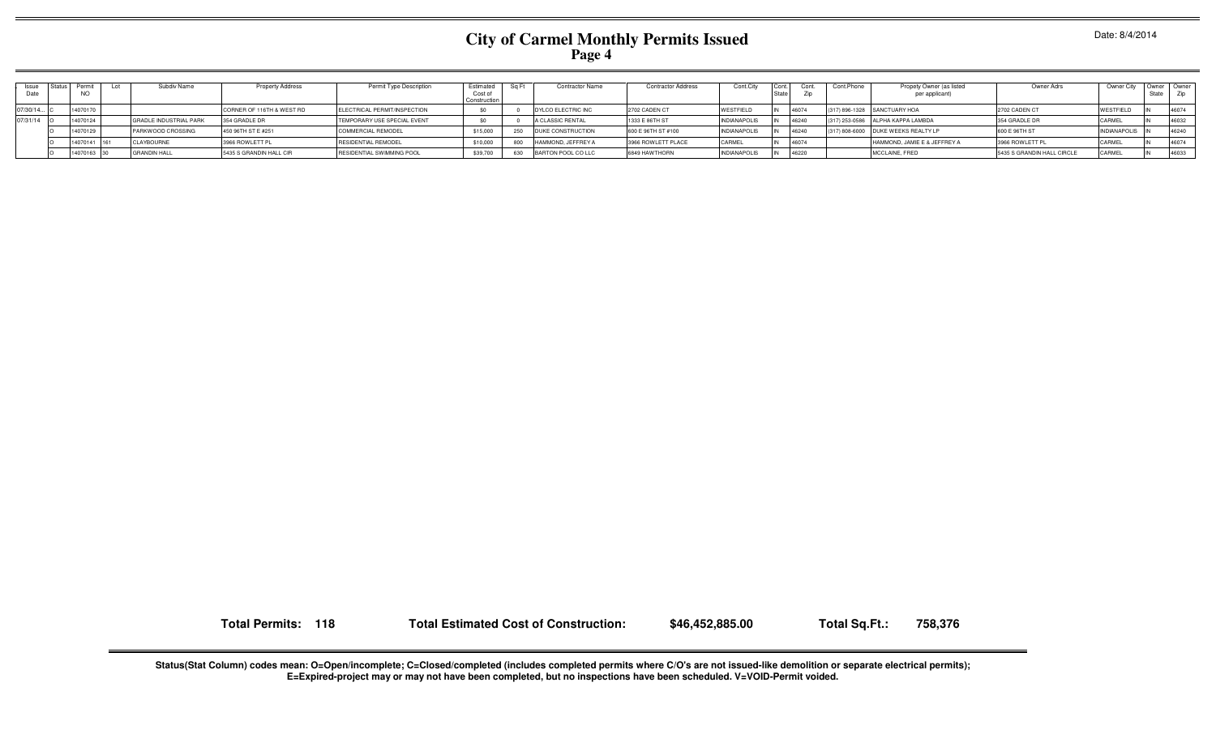# City of Carmel Monthly Permits Issued

## Page 4

Date: 8/4/2014

| Issue Date | Status | Permit NO | Lot | Subdiv Name | Property Address | Permit Type Description | Estimated Cost of Construction | Sq Ft | Contractor Name | Contractor Address | Cont.City | Cont. State | Cont. Zip | Cont.Phone | Propety Owner (as listed per applicant) | Owner Adrs | Owner City | Owner State | Owner Zip |
|---|---|---|---|---|---|---|---|---|---|---|---|---|---|---|---|---|---|---|---|
| 07/30/14... | C | 14070170 | | | CORNER OF 116TH & WEST RD | ELECTRICAL PERMIT/INSPECTION | $0 | 0 | DYLCO ELECTRIC INC | 2702 CADEN CT | WESTFIELD | IN | 46074 | (317) 896-1328 | SANCTUARY HOA | 2702 CADEN CT | WESTFIELD | IN | 46074 |
| 07/31/14 | O | 14070124 | | GRADLE INDUSTRIAL PARK | 354 GRADLE DR | TEMPORARY USE SPECIAL EVENT | $0 | 0 | A CLASSIC RENTAL | 1333 E 86TH ST | INDIANAPOLIS | IN | 46240 | (317) 253-0586 | ALPHA KAPPA LAMBDA | 354 GRADLE DR | CARMEL | IN | 46032 |
| | O | 14070129 | | PARKWOOD CROSSING | 450 96TH ST E #251 | COMMERCIAL REMODEL | $15,000 | 250 | DUKE CONSTRUCTION | 600 E 96TH ST #100 | INDIANAPOLIS | IN | 46240 | (317) 808-6000 | DUKE WEEKS REALTY LP | 600 E 96TH ST | INDIANAPOLIS | IN | 46240 |
| | O | 14070141 | 161 | CLAYBOURNE | 3966 ROWLETT PL | RESIDENTIAL REMODEL | $10,000 | 800 | HAMMOND, JEFFREY A | 3966 ROWLETT PLACE | CARMEL | IN | 46074 | | HAMMOND, JAMIE E & JEFFREY A | 3966 ROWLETT PL | CARMEL | IN | 46074 |
| | O | 14070163 | 30 | GRANDIN HALL | 5435 S GRANDIN HALL CIR | RESIDENTIAL SWIMMING POOL | $39,700 | 630 | BARTON POOL CO LLC | 6849 HAWTHORN | INDIANAPOLIS | IN | 46220 | | MCCLAINE, FRED | 5435 S GRANDIN HALL CIRCLE | CARMEL | IN | 46033 |

**Total Permits: 118** **Total Estimated Cost of Construction: $46,452,885.00** **Total Sq.Ft.: 758,376**

**Status(Stat Column) codes mean: O=Open/incomplete; C=Closed/completed (includes completed permits where C/O's are not issued-like demolition or separate electrical permits); E=Expired-project may or may not have been completed, but no inspections have been scheduled. V=VOID-Permit voided.**